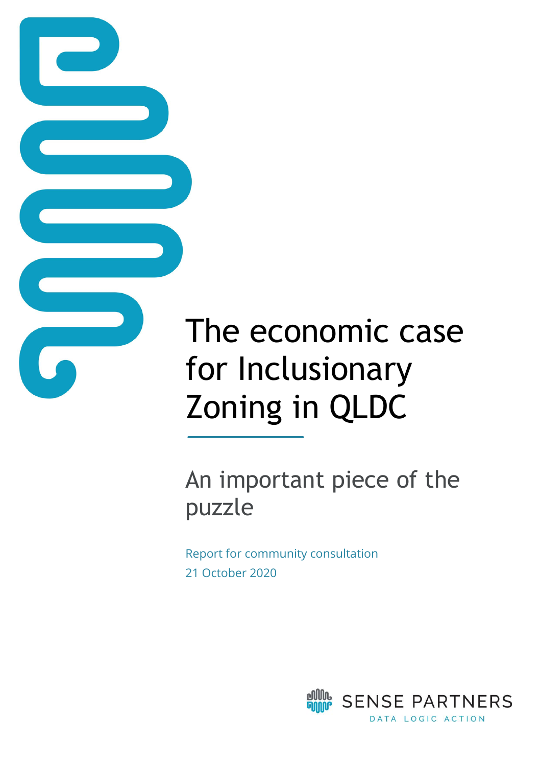# The economic case for Inclusionary Zoning in QLDC

## An important piece of the puzzle

Report for community consultation
21 October 2020

SENSE PARTNERS
DATA LOGIC ACTION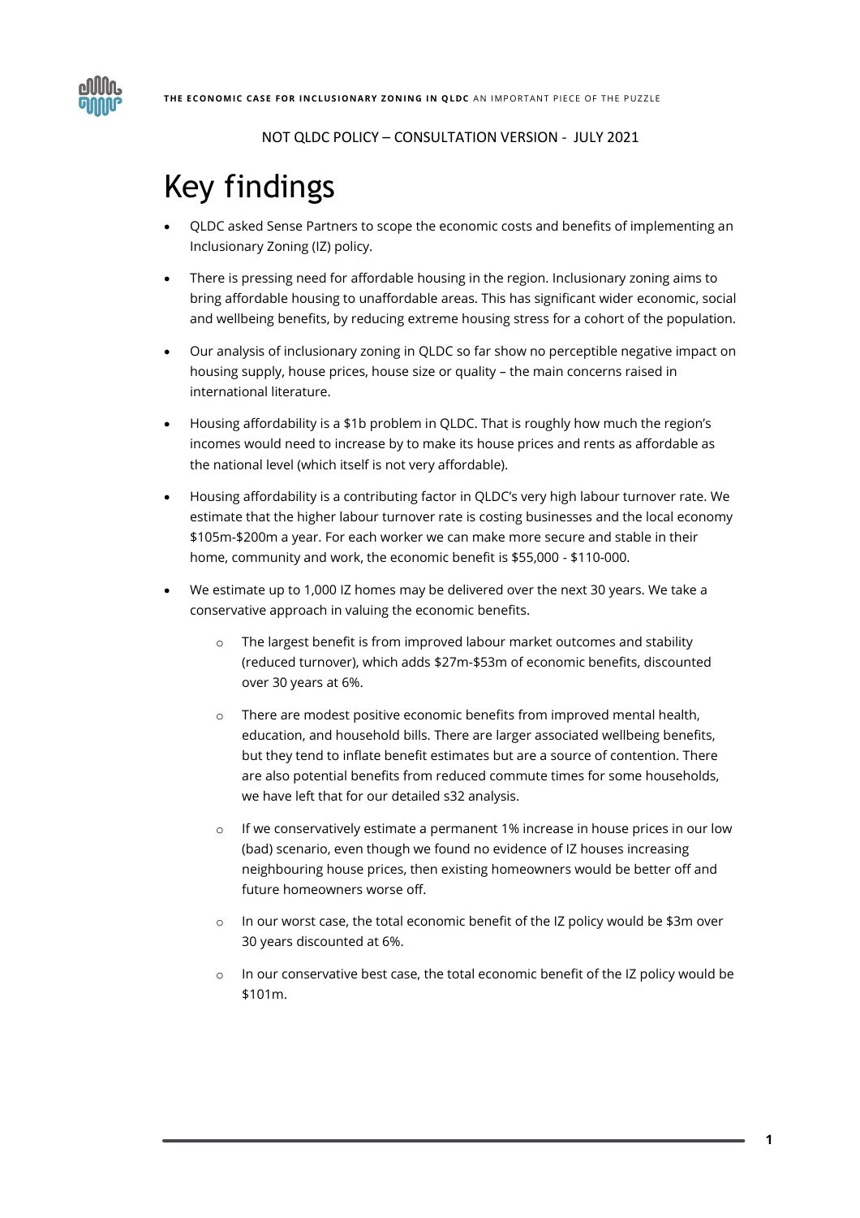NOT QLDC POLICY – CONSULTATION VERSION - JULY 2021

# Key findings

- QLDC asked Sense Partners to scope the economic costs and benefits of implementing an Inclusionary Zoning (IZ) policy.
- There is pressing need for affordable housing in the region. Inclusionary zoning aims to bring affordable housing to unaffordable areas. This has significant wider economic, social and wellbeing benefits, by reducing extreme housing stress for a cohort of the population.
- Our analysis of inclusionary zoning in QLDC so far show no perceptible negative impact on housing supply, house prices, house size or quality – the main concerns raised in international literature.
- Housing affordability is a $1b problem in QLDC. That is roughly how much the region's incomes would need to increase by to make its house prices and rents as affordable as the national level (which itself is not very affordable).
- Housing affordability is a contributing factor in QLDC's very high labour turnover rate. We estimate that the higher labour turnover rate is costing businesses and the local economy $105m-$200m a year. For each worker we can make more secure and stable in their home, community and work, the economic benefit is $55,000 - $110-000.
- We estimate up to 1,000 IZ homes may be delivered over the next 30 years. We take a conservative approach in valuing the economic benefits.
    - The largest benefit is from improved labour market outcomes and stability (reduced turnover), which adds $27m-$53m of economic benefits, discounted over 30 years at 6%.
    - There are modest positive economic benefits from improved mental health, education, and household bills. There are larger associated wellbeing benefits, but they tend to inflate benefit estimates but are a source of contention. There are also potential benefits from reduced commute times for some households, we have left that for our detailed s32 analysis.
    - If we conservatively estimate a permanent 1% increase in house prices in our low (bad) scenario, even though we found no evidence of IZ houses increasing neighbouring house prices, then existing homeowners would be better off and future homeowners worse off.
    - In our worst case, the total economic benefit of the IZ policy would be $3m over 30 years discounted at 6%.
    - In our conservative best case, the total economic benefit of the IZ policy would be $101m.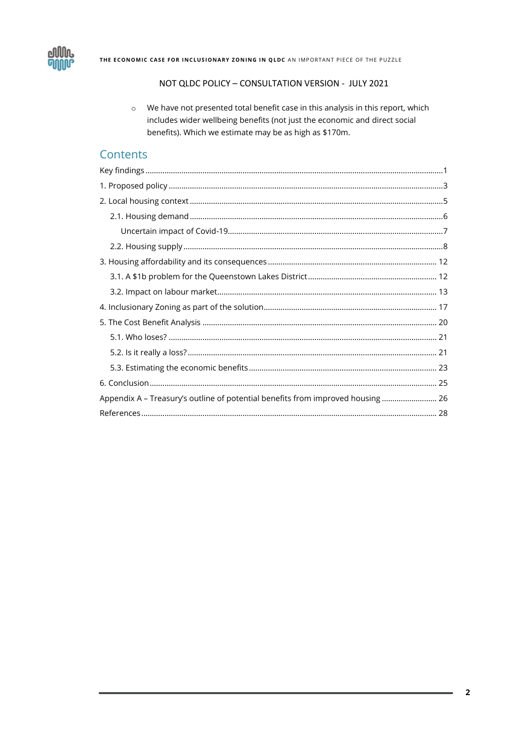NOT QLDC POLICY – CONSULTATION VERSION - JULY 2021

- We have not presented total benefit case in this analysis in this report, which includes wider wellbeing benefits (not just the economic and direct social benefits). Which we estimate may be as high as $170m.

## Contents

Key findings ........................................................................................................................................ 1
1. Proposed policy ................................................................................................................................ 3
2. Local housing context ....................................................................................................................... 5
    2.1. Housing demand ......................................................................................................................... 6
        Uncertain impact of Covid-19 ......................................................................................................... 7
    2.2. Housing supply ............................................................................................................................ 8
3. Housing affordability and its consequences ................................................................................... 12
    3.1. A $1b problem for the Queenstown Lakes District ...................................................................... 12
    3.2. Impact on labour market ............................................................................................................ 13
4. Inclusionary Zoning as part of the solution ..................................................................................... 17
5. The Cost Benefit Analysis ................................................................................................................ 20
    5.1. Who loses? ................................................................................................................................. 21
    5.2. Is it really a loss? ....................................................................................................................... 21
    5.3. Estimating the economic benefits ............................................................................................... 23
6. Conclusion ...................................................................................................................................... 25
Appendix A – Treasury's outline of potential benefits from improved housing .................................. 26
References .......................................................................................................................................... 28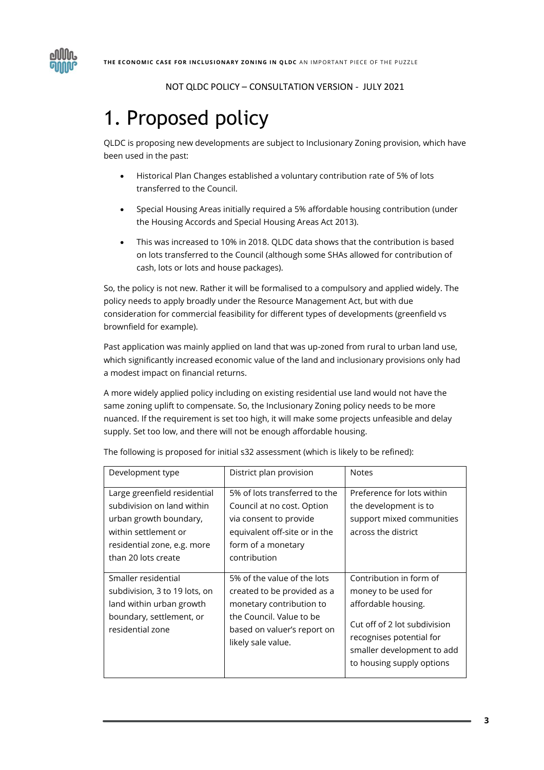NOT QLDC POLICY – CONSULTATION VERSION - JULY 2021

# 1. Proposed policy

QLDC is proposing new developments are subject to Inclusionary Zoning provision, which have been used in the past:

- Historical Plan Changes established a voluntary contribution rate of 5% of lots transferred to the Council.
- Special Housing Areas initially required a 5% affordable housing contribution (under the Housing Accords and Special Housing Areas Act 2013).
- This was increased to 10% in 2018. QLDC data shows that the contribution is based on lots transferred to the Council (although some SHAs allowed for contribution of cash, lots or lots and house packages).

So, the policy is not new. Rather it will be formalised to a compulsory and applied widely. The policy needs to apply broadly under the Resource Management Act, but with due consideration for commercial feasibility for different types of developments (greenfield vs brownfield for example).

Past application was mainly applied on land that was up-zoned from rural to urban land use, which significantly increased economic value of the land and inclusionary provisions only had a modest impact on financial returns.

A more widely applied policy including on existing residential use land would not have the same zoning uplift to compensate. So, the Inclusionary Zoning policy needs to be more nuanced. If the requirement is set too high, it will make some projects unfeasible and delay supply. Set too low, and there will not be enough affordable housing.

The following is proposed for initial s32 assessment (which is likely to be refined):

| Development type | District plan provision | Notes |
|---|---|---|
| Large greenfield residential subdivision on land within urban growth boundary, within settlement or residential zone, e.g. more than 20 lots create | 5% of lots transferred to the Council at no cost. Option via consent to provide equivalent off-site or in the form of a monetary contribution | Preference for lots within the development is to support mixed communities across the district |
| Smaller residential subdivision, 3 to 19 lots, on land within urban growth boundary, settlement, or residential zone | 5% of the value of the lots created to be provided as a monetary contribution to the Council. Value to be based on valuer's report on likely sale value. | Contribution in form of money to be used for affordable housing.<br><br>Cut off of 2 lot subdivision recognises potential for smaller development to add to housing supply options |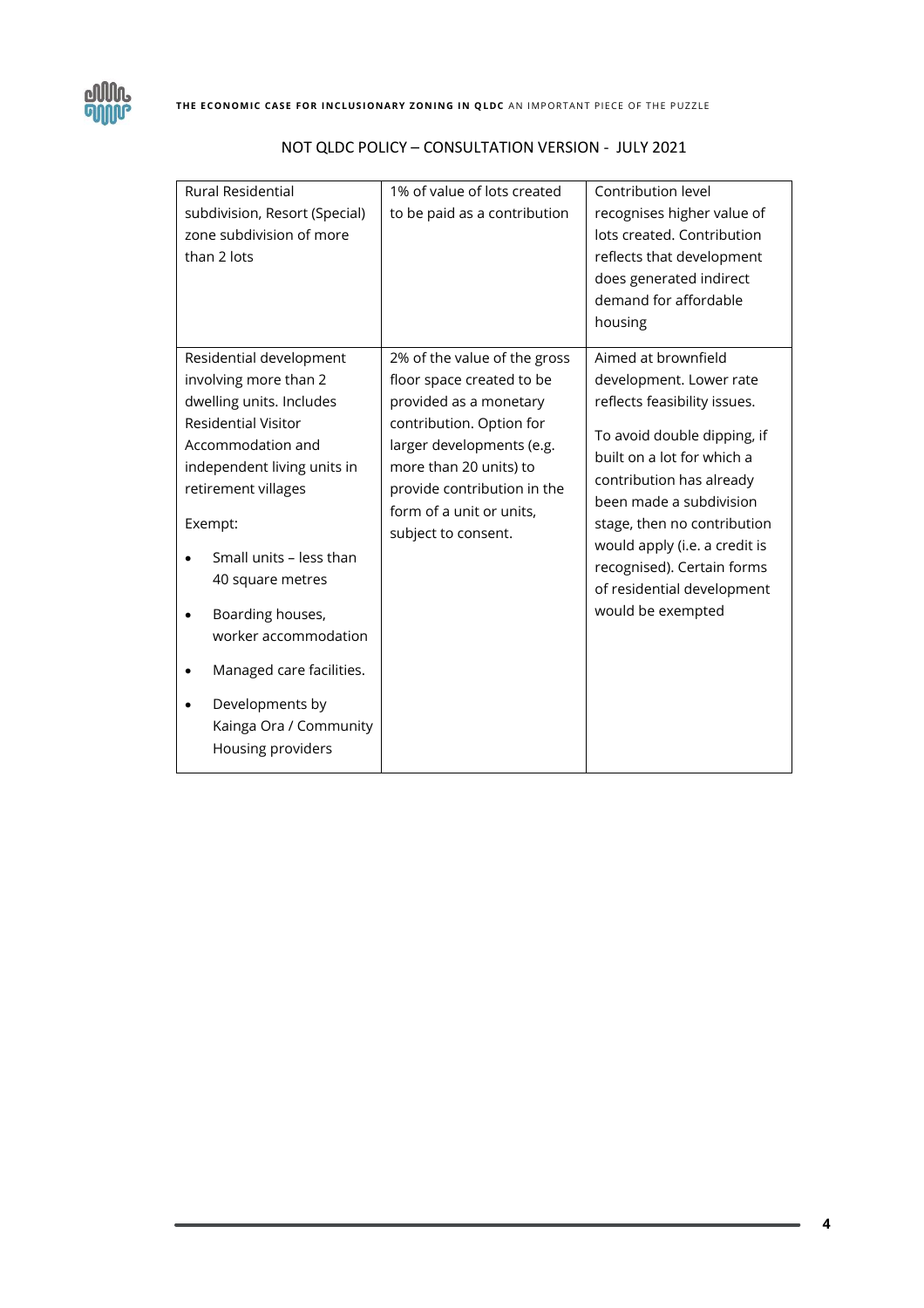NOT QLDC POLICY – CONSULTATION VERSION - JULY 2021

| | | |
|---|---|---|
| Rural Residential subdivision, Resort (Special) zone subdivision of more than 2 lots | 1% of value of lots created to be paid as a contribution | Contribution level recognises higher value of lots created. Contribution reflects that development does generated indirect demand for affordable housing |
| Residential development involving more than 2 dwelling units. Includes Residential Visitor Accommodation and independent living units in retirement villages<br><br>Exempt:<br><br>• Small units – less than 40 square metres<br>• Boarding houses, worker accommodation<br>• Managed care facilities.<br>• Developments by Kainga Ora / Community Housing providers | 2% of the value of the gross floor space created to be provided as a monetary contribution. Option for larger developments (e.g. more than 20 units) to provide contribution in the form of a unit or units, subject to consent. | Aimed at brownfield development. Lower rate reflects feasibility issues.<br><br>To avoid double dipping, if built on a lot for which a contribution has already been made a subdivision stage, then no contribution would apply (i.e. a credit is recognised). Certain forms of residential development would be exempted |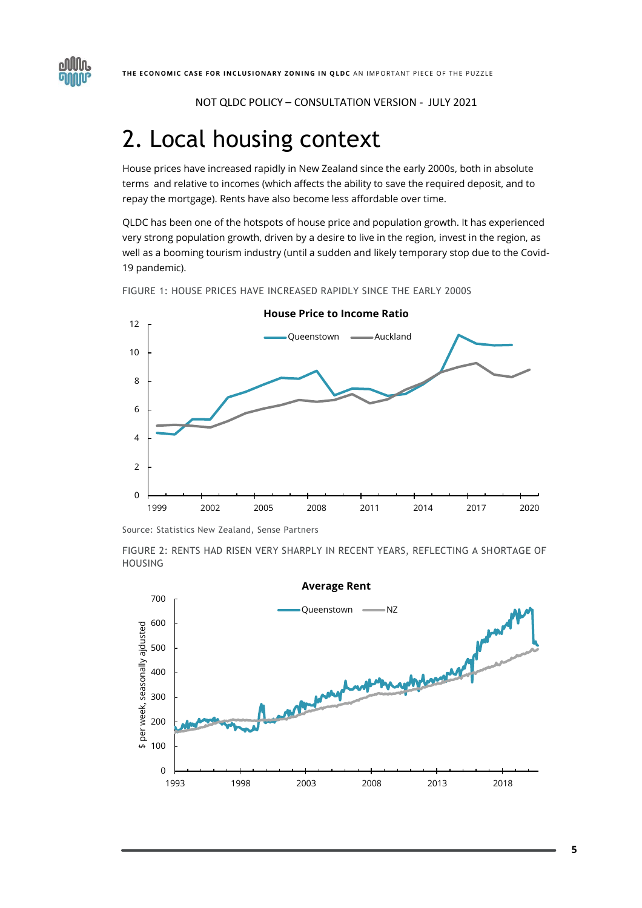NOT QLDC POLICY – CONSULTATION VERSION - JULY 2021

# 2. Local housing context

House prices have increased rapidly in New Zealand since the early 2000s, both in absolute terms and relative to incomes (which affects the ability to save the required deposit, and to repay the mortgage). Rents have also become less affordable over time.

QLDC has been one of the hotspots of house price and population growth. It has experienced very strong population growth, driven by a desire to live in the region, invest in the region, as well as a booming tourism industry (until a sudden and likely temporary stop due to the Covid-19 pandemic).

FIGURE 1: HOUSE PRICES HAVE INCREASED RAPIDLY SINCE THE EARLY 2000S

Source: Statistics New Zealand, Sense Partners

FIGURE 2: RENTS HAD RISEN VERY SHARPLY IN RECENT YEARS, REFLECTING A SHORTAGE OF HOUSING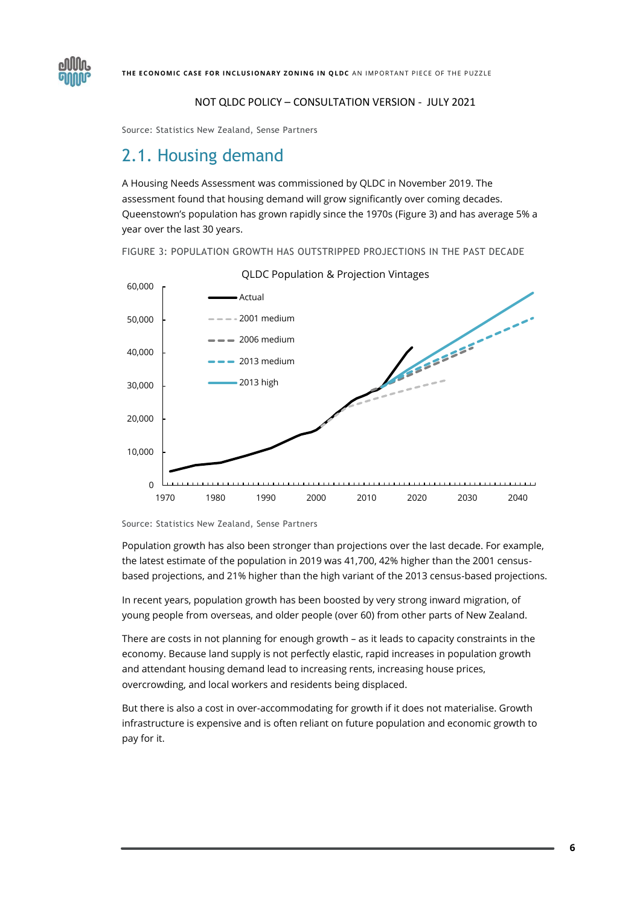NOT QLDC POLICY – CONSULTATION VERSION - JULY 2021

Source: Statistics New Zealand, Sense Partners

## 2.1. Housing demand

A Housing Needs Assessment was commissioned by QLDC in November 2019. The assessment found that housing demand will grow significantly over coming decades. Queenstown's population has grown rapidly since the 1970s (Figure 3) and has average 5% a year over the last 30 years.

FIGURE 3: POPULATION GROWTH HAS OUTSTRIPPED PROJECTIONS IN THE PAST DECADE

Source: Statistics New Zealand, Sense Partners

Population growth has also been stronger than projections over the last decade. For example, the latest estimate of the population in 2019 was 41,700, 42% higher than the 2001 census-based projections, and 21% higher than the high variant of the 2013 census-based projections.

In recent years, population growth has been boosted by very strong inward migration, of young people from overseas, and older people (over 60) from other parts of New Zealand.

There are costs in not planning for enough growth – as it leads to capacity constraints in the economy. Because land supply is not perfectly elastic, rapid increases in population growth and attendant housing demand lead to increasing rents, increasing house prices, overcrowding, and local workers and residents being displaced.

But there is also a cost in over-accommodating for growth if it does not materialise. Growth infrastructure is expensive and is often reliant on future population and economic growth to pay for it.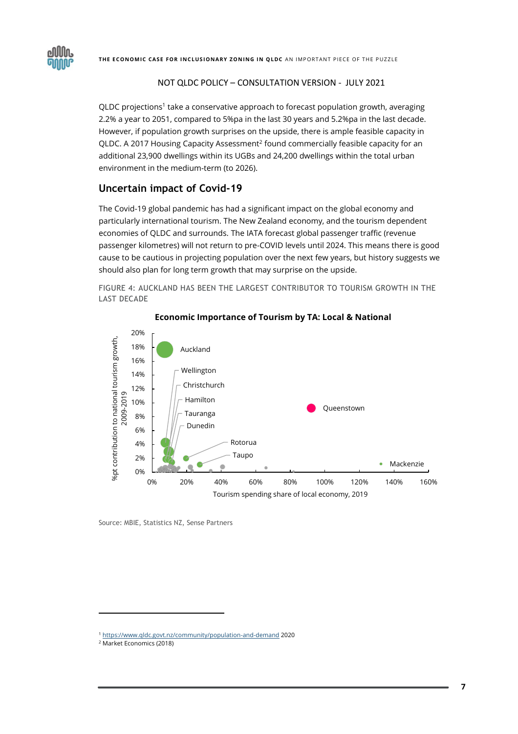NOT QLDC POLICY – CONSULTATION VERSION - JULY 2021

QLDC projections[1] take a conservative approach to forecast population growth, averaging 2.2% a year to 2051, compared to 5%pa in the last 30 years and 5.2%pa in the last decade. However, if population growth surprises on the upside, there is ample feasible capacity in QLDC. A 2017 Housing Capacity Assessment[2] found commercially feasible capacity for an additional 23,900 dwellings within its UGBs and 24,200 dwellings within the total urban environment in the medium-term (to 2026).

## Uncertain impact of Covid-19

The Covid-19 global pandemic has had a significant impact on the global economy and particularly international tourism. The New Zealand economy, and the tourism dependent economies of QLDC and surrounds. The IATA forecast global passenger traffic (revenue passenger kilometres) will not return to pre-COVID levels until 2024. This means there is good cause to be cautious in projecting population over the next few years, but history suggests we should also plan for long term growth that may surprise on the upside.

FIGURE 4: AUCKLAND HAS BEEN THE LARGEST CONTRIBUTOR TO TOURISM GROWTH IN THE LAST DECADE

**Economic Importance of Tourism by TA: Local & National**

Source: MBIE, Statistics NZ, Sense Partners

[1] https://www.qldc.govt.nz/community/population-and-demand 2020

[2] Market Economics (2018)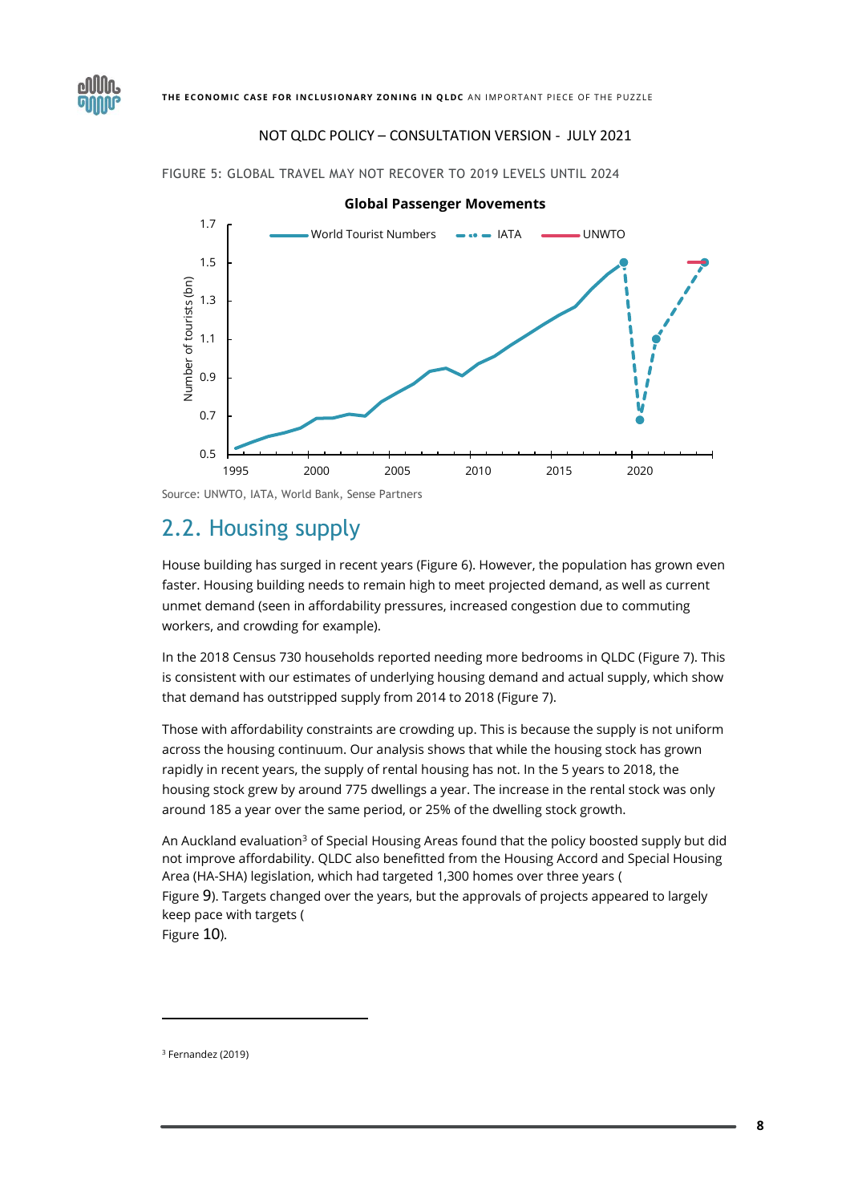NOT QLDC POLICY – CONSULTATION VERSION - JULY 2021

FIGURE 5: GLOBAL TRAVEL MAY NOT RECOVER TO 2019 LEVELS UNTIL 2024

Source: UNWTO, IATA, World Bank, Sense Partners

## 2.2. Housing supply

House building has surged in recent years (Figure 6). However, the population has grown even faster. Housing building needs to remain high to meet projected demand, as well as current unmet demand (seen in affordability pressures, increased congestion due to commuting workers, and crowding for example).

In the 2018 Census 730 households reported needing more bedrooms in QLDC (Figure 7). This is consistent with our estimates of underlying housing demand and actual supply, which show that demand has outstripped supply from 2014 to 2018 (Figure 7).

Those with affordability constraints are crowding up. This is because the supply is not uniform across the housing continuum. Our analysis shows that while the housing stock has grown rapidly in recent years, the supply of rental housing has not. In the 5 years to 2018, the housing stock grew by around 775 dwellings a year. The increase in the rental stock was only around 185 a year over the same period, or 25% of the dwelling stock growth.

An Auckland evaluation[3] of Special Housing Areas found that the policy boosted supply but did not improve affordability. QLDC also benefitted from the Housing Accord and Special Housing Area (HA-SHA) legislation, which had targeted 1,300 homes over three years (Figure 9). Targets changed over the years, but the approvals of projects appeared to largely keep pace with targets (Figure 10).

[3] Fernandez (2019)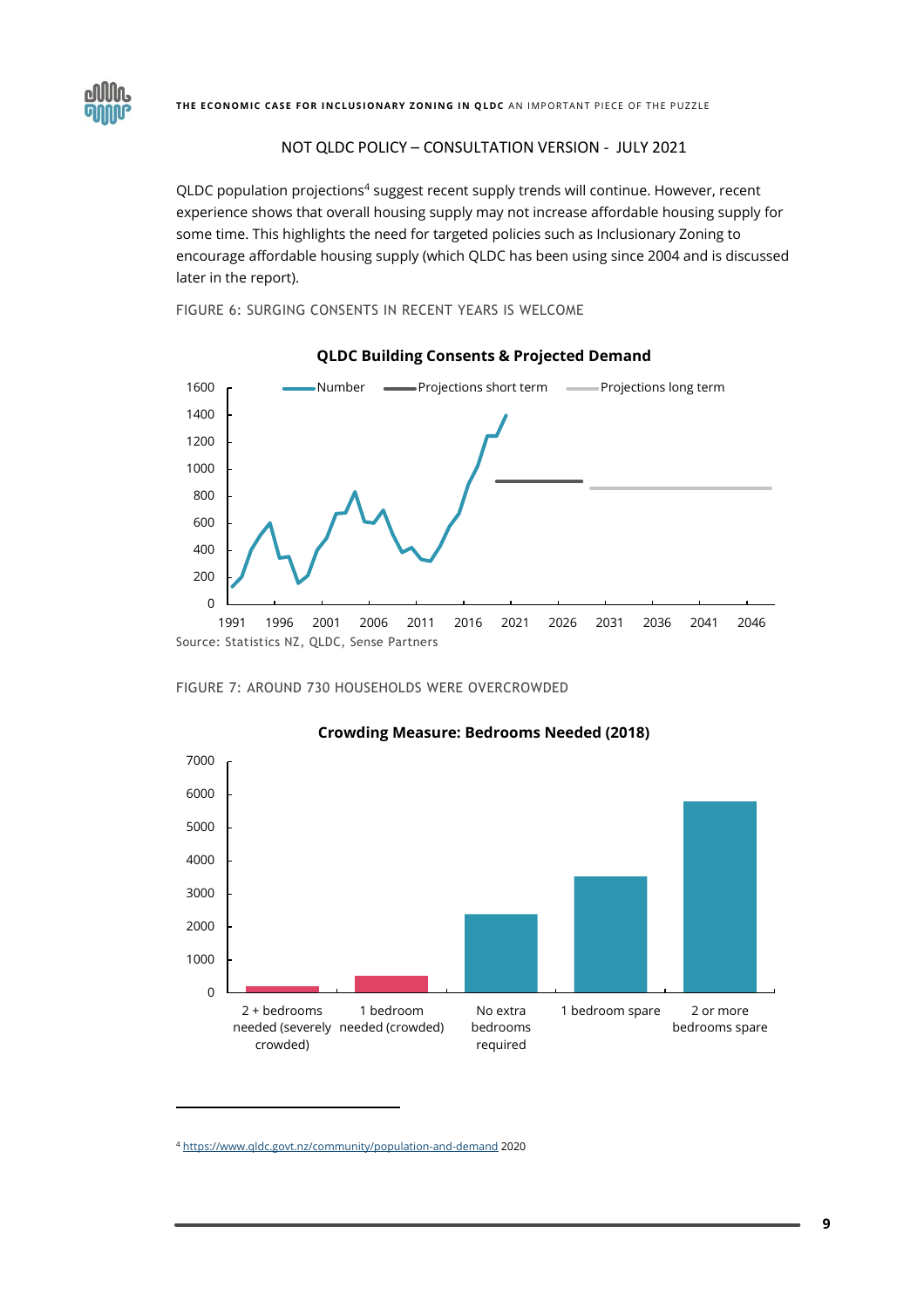NOT QLDC POLICY – CONSULTATION VERSION - JULY 2021

QLDC population projections[4] suggest recent supply trends will continue. However, recent experience shows that overall housing supply may not increase affordable housing supply for some time. This highlights the need for targeted policies such as Inclusionary Zoning to encourage affordable housing supply (which QLDC has been using since 2004 and is discussed later in the report).

FIGURE 6: SURGING CONSENTS IN RECENT YEARS IS WELCOME

**QLDC Building Consents & Projected Demand**

Source: Statistics NZ, QLDC, Sense Partners

FIGURE 7: AROUND 730 HOUSEHOLDS WERE OVERCROWDED

**Crowding Measure: Bedrooms Needed (2018)**

---

[4] https://www.qldc.govt.nz/community/population-and-demand 2020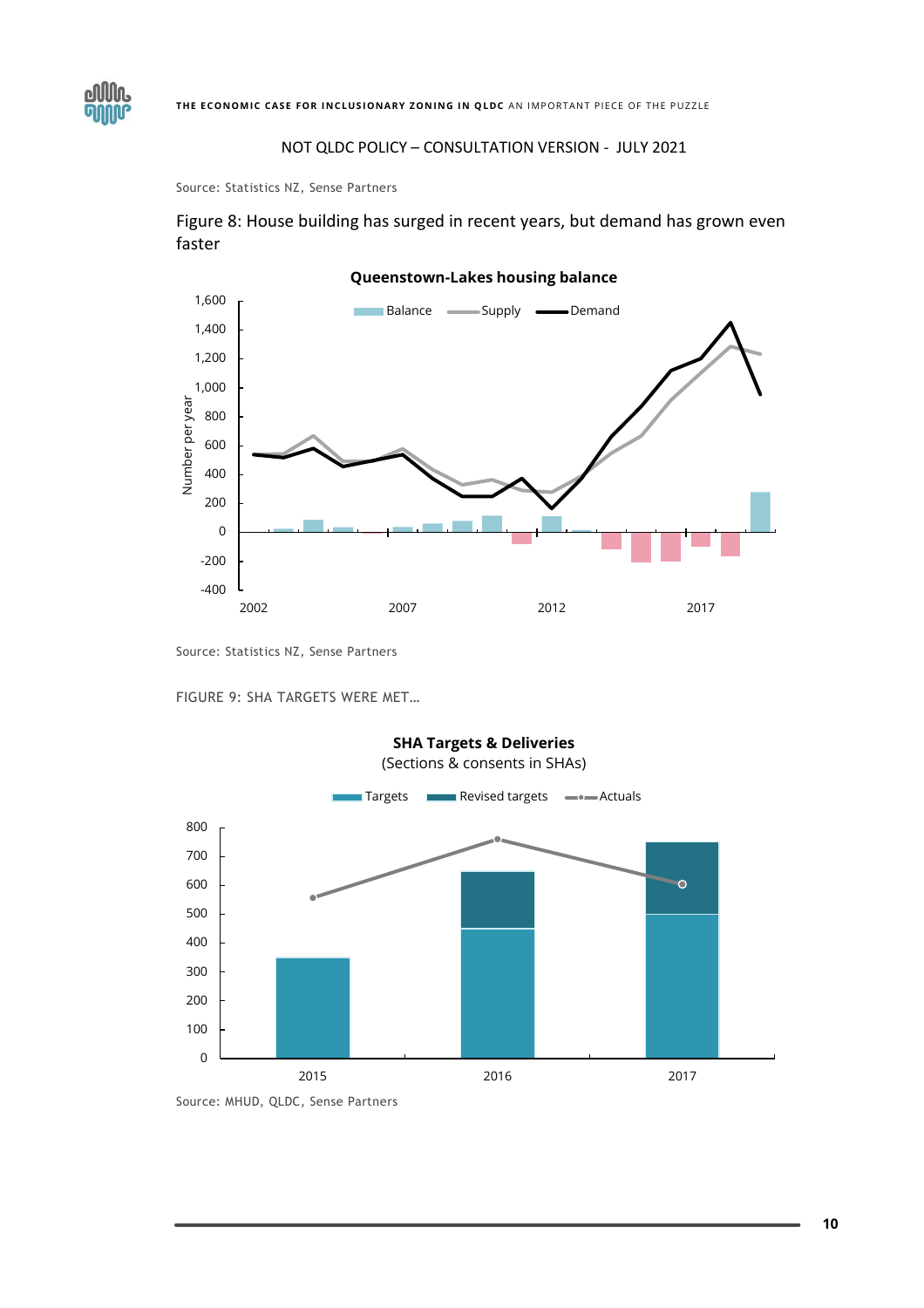NOT QLDC POLICY – CONSULTATION VERSION - JULY 2021

Source: Statistics NZ, Sense Partners

Figure 8: House building has surged in recent years, but demand has grown even faster

Source: Statistics NZ, Sense Partners

FIGURE 9: SHA TARGETS WERE MET…

Source: MHUD, QLDC, Sense Partners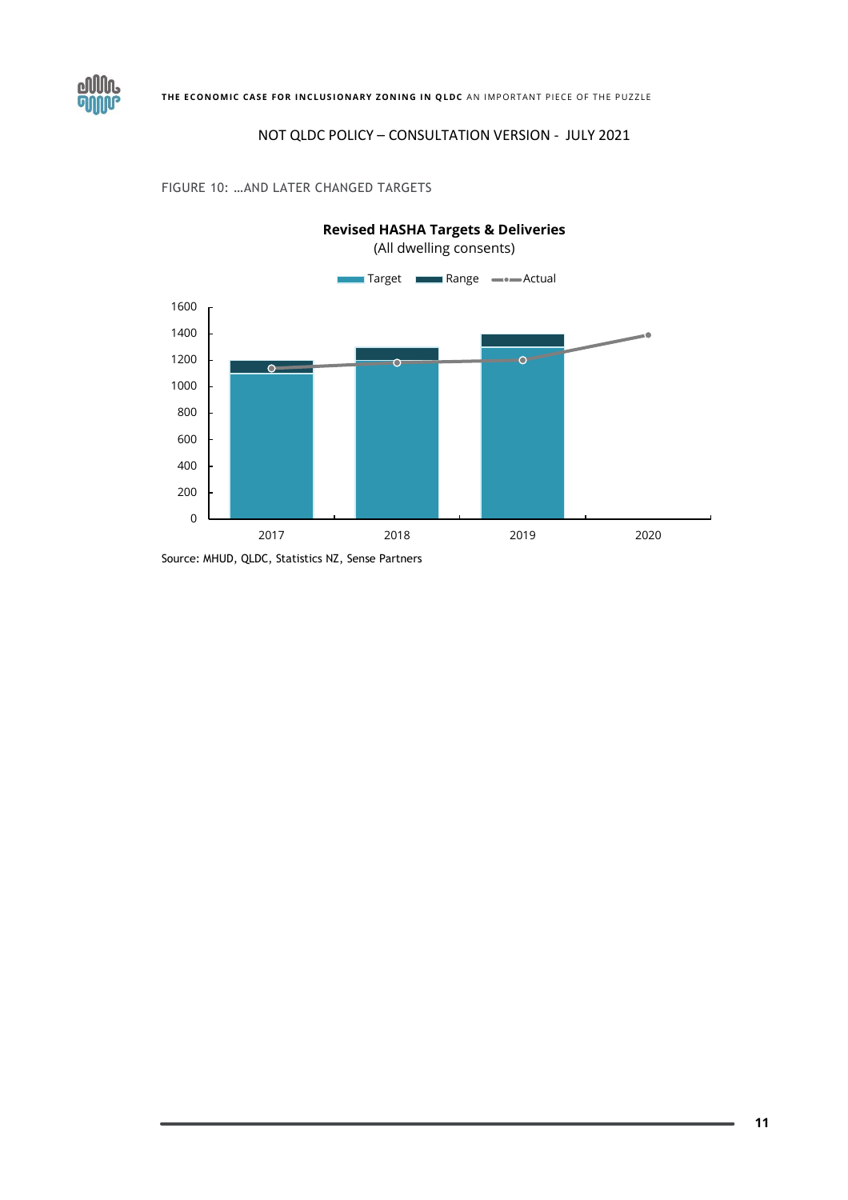NOT QLDC POLICY – CONSULTATION VERSION - JULY 2021

FIGURE 10: …AND LATER CHANGED TARGETS

**Revised HASHA Targets & Deliveries**
(All dwelling consents)

Target | Range | Actual

Source: MHUD, QLDC, Statistics NZ, Sense Partners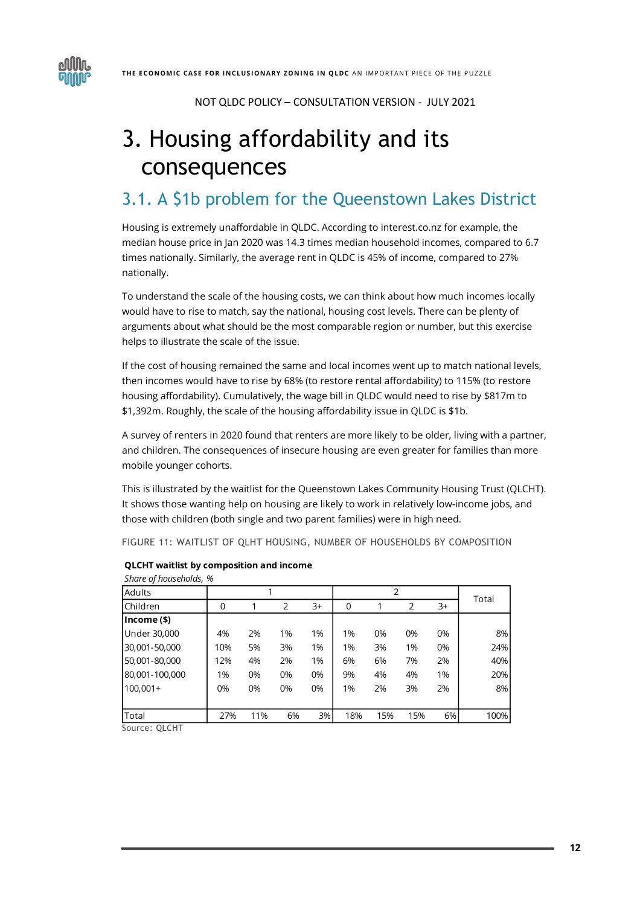NOT QLDC POLICY – CONSULTATION VERSION - JULY 2021

# 3. Housing affordability and its consequences

## 3.1. A $1b problem for the Queenstown Lakes District

Housing is extremely unaffordable in QLDC. According to interest.co.nz for example, the median house price in Jan 2020 was 14.3 times median household incomes, compared to 6.7 times nationally. Similarly, the average rent in QLDC is 45% of income, compared to 27% nationally.

To understand the scale of the housing costs, we can think about how much incomes locally would have to rise to match, say the national, housing cost levels. There can be plenty of arguments about what should be the most comparable region or number, but this exercise helps to illustrate the scale of the issue.

If the cost of housing remained the same and local incomes went up to match national levels, then incomes would have to rise by 68% (to restore rental affordability) to 115% (to restore housing affordability). Cumulatively, the wage bill in QLDC would need to rise by $817m to $1,392m. Roughly, the scale of the housing affordability issue in QLDC is $1b.

A survey of renters in 2020 found that renters are more likely to be older, living with a partner, and children. The consequences of insecure housing are even greater for families than more mobile younger cohorts.

This is illustrated by the waitlist for the Queenstown Lakes Community Housing Trust (QLCHT). It shows those wanting help on housing are likely to work in relatively low-income jobs, and those with children (both single and two parent families) were in high need.

FIGURE 11: WAITLIST OF QLHT HOUSING, NUMBER OF HOUSEHOLDS BY COMPOSITION

**QLCHT waitlist by composition and income**

*Share of households, %*

| Adults | 1 | | | | 2 | | | | Total |
|---|---|---|---|---|---|---|---|---|---|
| Children | 0 | 1 | 2 | 3+ | 0 | 1 | 2 | 3+ | |
| **Income ($)** | | | | | | | | | |
| Under 30,000 | 4% | 2% | 1% | 1% | 1% | 0% | 0% | 0% | 8% |
| 30,001-50,000 | 10% | 5% | 3% | 1% | 1% | 3% | 1% | 0% | 24% |
| 50,001-80,000 | 12% | 4% | 2% | 1% | 6% | 6% | 7% | 2% | 40% |
| 80,001-100,000 | 1% | 0% | 0% | 0% | 9% | 4% | 4% | 1% | 20% |
| 100,001+ | 0% | 0% | 0% | 0% | 1% | 2% | 3% | 2% | 8% |
| Total | 27% | 11% | 6% | 3% | 18% | 15% | 15% | 6% | 100% |

Source: QLCHT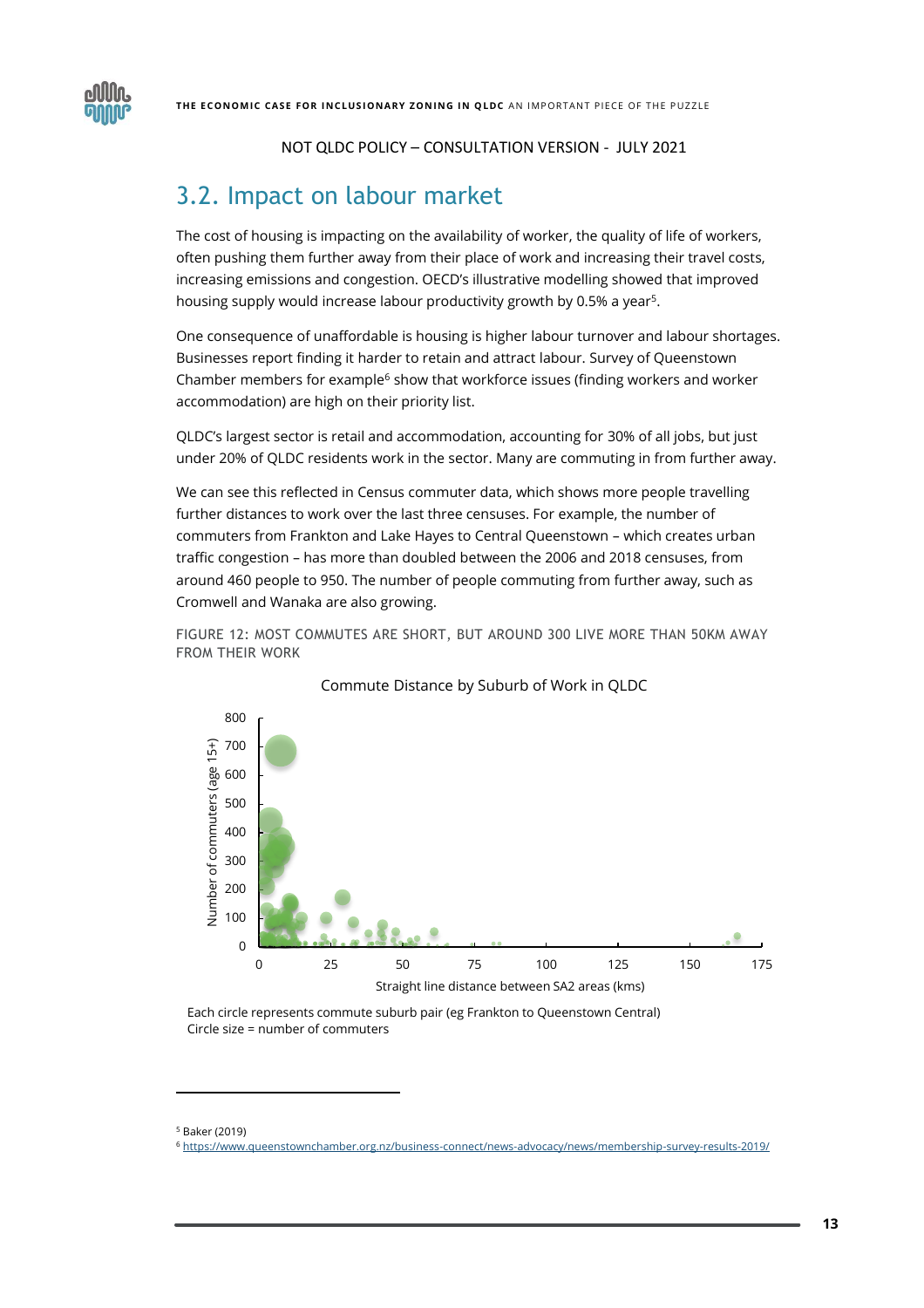NOT QLDC POLICY – CONSULTATION VERSION - JULY 2021

## 3.2. Impact on labour market

The cost of housing is impacting on the availability of worker, the quality of life of workers, often pushing them further away from their place of work and increasing their travel costs, increasing emissions and congestion. OECD's illustrative modelling showed that improved housing supply would increase labour productivity growth by 0.5% a year[5].

One consequence of unaffordable is housing is higher labour turnover and labour shortages. Businesses report finding it harder to retain and attract labour. Survey of Queenstown Chamber members for example[6] show that workforce issues (finding workers and worker accommodation) are high on their priority list.

QLDC's largest sector is retail and accommodation, accounting for 30% of all jobs, but just under 20% of QLDC residents work in the sector. Many are commuting in from further away.

We can see this reflected in Census commuter data, which shows more people travelling further distances to work over the last three censuses. For example, the number of commuters from Frankton and Lake Hayes to Central Queenstown – which creates urban traffic congestion – has more than doubled between the 2006 and 2018 censuses, from around 460 people to 950. The number of people commuting from further away, such as Cromwell and Wanaka are also growing.

FIGURE 12: MOST COMMUTES ARE SHORT, BUT AROUND 300 LIVE MORE THAN 50KM AWAY FROM THEIR WORK

Commute Distance by Suburb of Work in QLDC

Each circle represents commute suburb pair (eg Frankton to Queenstown Central)
Circle size = number of commuters

[5] Baker (2019)

[6] https://www.queenstownchamber.org.nz/business-connect/news-advocacy/news/membership-survey-results-2019/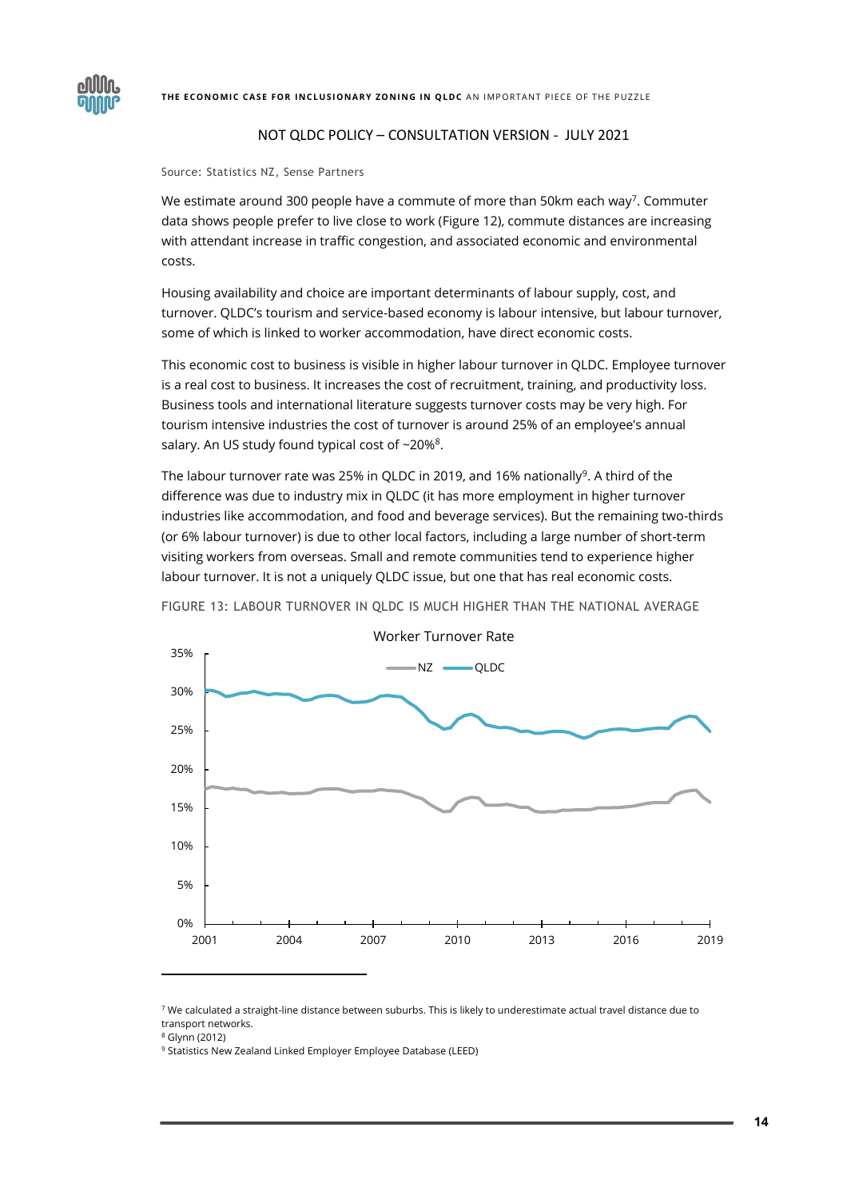NOT QLDC POLICY – CONSULTATION VERSION - JULY 2021

Source: Statistics NZ, Sense Partners

We estimate around 300 people have a commute of more than 50km each way[7]. Commuter data shows people prefer to live close to work (Figure 12), commute distances are increasing with attendant increase in traffic congestion, and associated economic and environmental costs.

Housing availability and choice are important determinants of labour supply, cost, and turnover. QLDC's tourism and service-based economy is labour intensive, but labour turnover, some of which is linked to worker accommodation, have direct economic costs.

This economic cost to business is visible in higher labour turnover in QLDC. Employee turnover is a real cost to business. It increases the cost of recruitment, training, and productivity loss. Business tools and international literature suggests turnover costs may be very high. For tourism intensive industries the cost of turnover is around 25% of an employee's annual salary. An US study found typical cost of ~20%[8].

The labour turnover rate was 25% in QLDC in 2019, and 16% nationally[9]. A third of the difference was due to industry mix in QLDC (it has more employment in higher turnover industries like accommodation, and food and beverage services). But the remaining two-thirds (or 6% labour turnover) is due to other local factors, including a large number of short-term visiting workers from overseas. Small and remote communities tend to experience higher labour turnover. It is not a uniquely QLDC issue, but one that has real economic costs.

FIGURE 13: LABOUR TURNOVER IN QLDC IS MUCH HIGHER THAN THE NATIONAL AVERAGE

---

[7] We calculated a straight-line distance between suburbs. This is likely to underestimate actual travel distance due to transport networks.

[8] Glynn (2012)

[9] Statistics New Zealand Linked Employer Employee Database (LEED)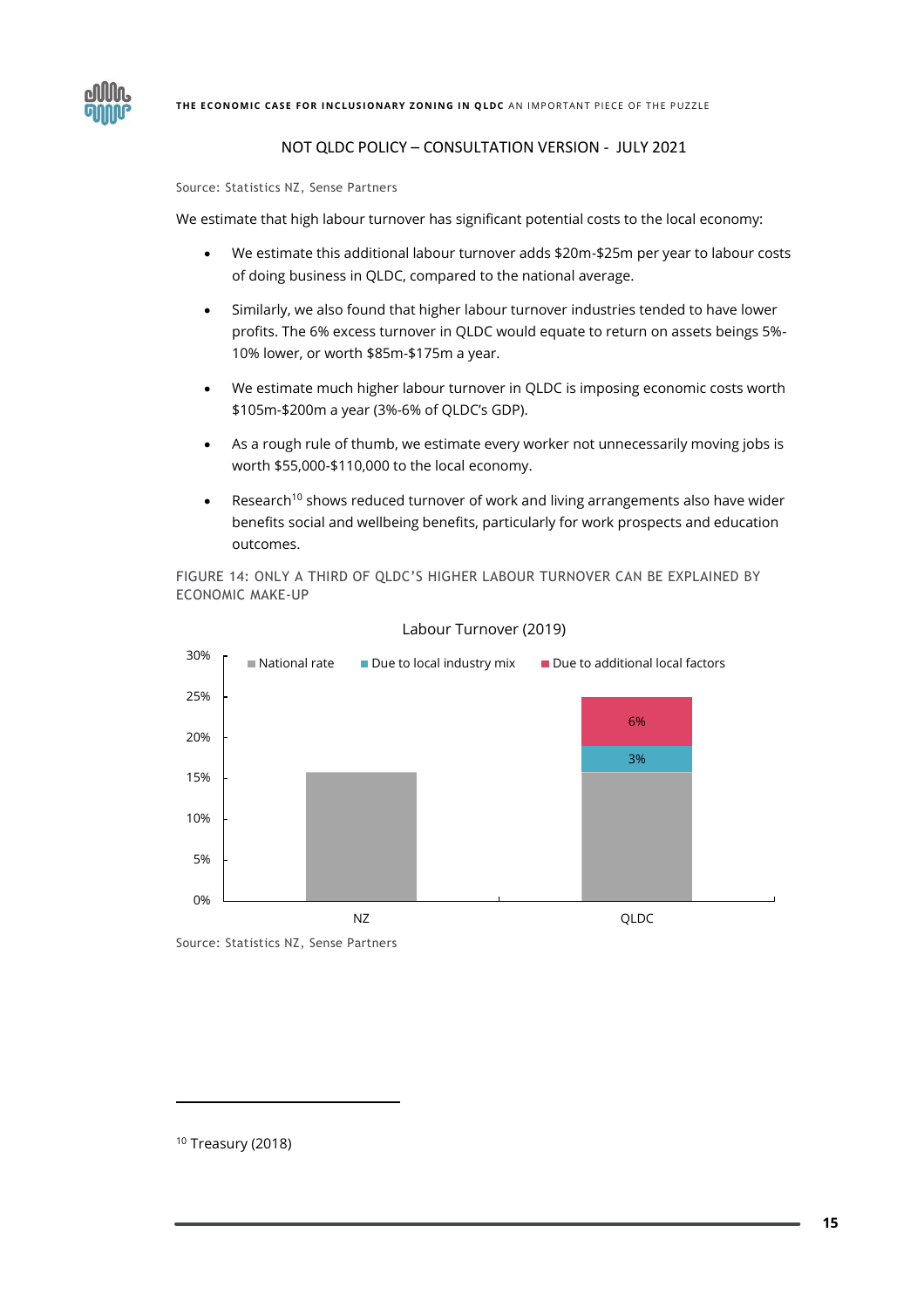NOT QLDC POLICY – CONSULTATION VERSION - JULY 2021

Source: Statistics NZ, Sense Partners

We estimate that high labour turnover has significant potential costs to the local economy:

- We estimate this additional labour turnover adds $20m-$25m per year to labour costs of doing business in QLDC, compared to the national average.
- Similarly, we also found that higher labour turnover industries tended to have lower profits. The 6% excess turnover in QLDC would equate to return on assets beings 5%-10% lower, or worth $85m-$175m a year.
- We estimate much higher labour turnover in QLDC is imposing economic costs worth $105m-$200m a year (3%-6% of QLDC's GDP).
- As a rough rule of thumb, we estimate every worker not unnecessarily moving jobs is worth $55,000-$110,000 to the local economy.
- Research[10] shows reduced turnover of work and living arrangements also have wider benefits social and wellbeing benefits, particularly for work prospects and education outcomes.

FIGURE 14: ONLY A THIRD OF QLDC'S HIGHER LABOUR TURNOVER CAN BE EXPLAINED BY ECONOMIC MAKE-UP

Labour Turnover (2019)

| | National rate | Due to local industry mix | Due to additional local factors |
|---|---|---|---|
| NZ | ~16% | | |
| QLDC | ~16% | 3% | 6% |

Source: Statistics NZ, Sense Partners

[10] Treasury (2018)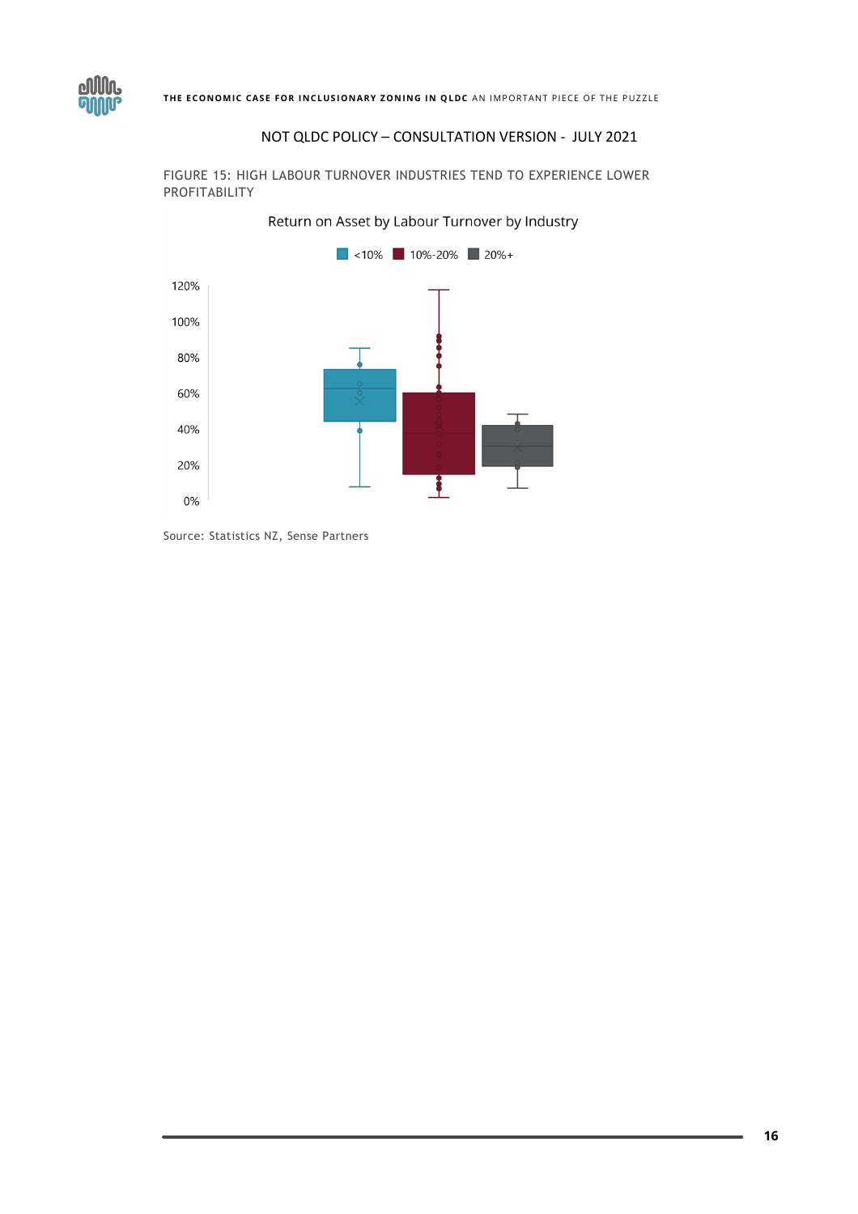NOT QLDC POLICY – CONSULTATION VERSION - JULY 2021

FIGURE 15: HIGH LABOUR TURNOVER INDUSTRIES TEND TO EXPERIENCE LOWER PROFITABILITY

Return on Asset by Labour Turnover by Industry

<10% | 10%-20% | 20%+

Source: Statistics NZ, Sense Partners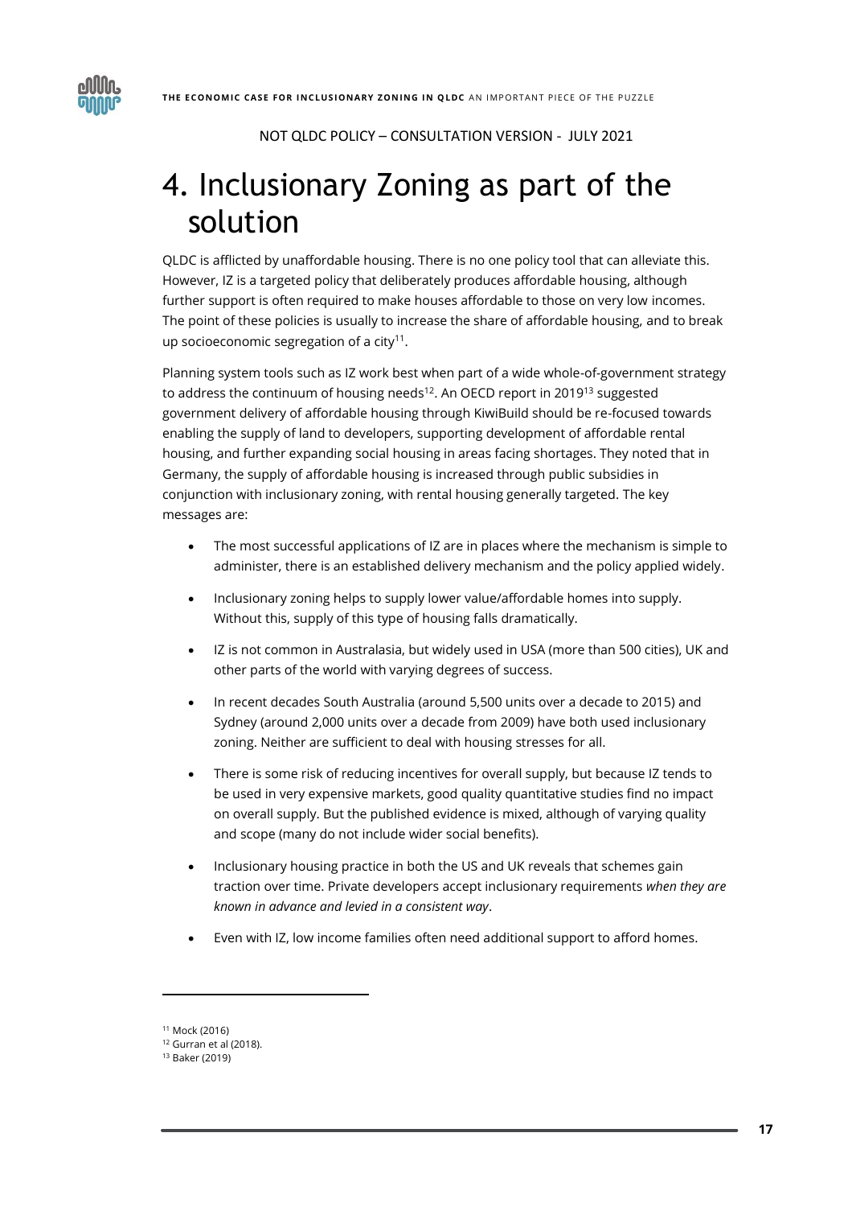NOT QLDC POLICY – CONSULTATION VERSION - JULY 2021

# 4. Inclusionary Zoning as part of the solution

QLDC is afflicted by unaffordable housing. There is no one policy tool that can alleviate this. However, IZ is a targeted policy that deliberately produces affordable housing, although further support is often required to make houses affordable to those on very low incomes. The point of these policies is usually to increase the share of affordable housing, and to break up socioeconomic segregation of a city[11].

Planning system tools such as IZ work best when part of a wide whole-of-government strategy to address the continuum of housing needs[12]. An OECD report in 2019[13] suggested government delivery of affordable housing through KiwiBuild should be re-focused towards enabling the supply of land to developers, supporting development of affordable rental housing, and further expanding social housing in areas facing shortages. They noted that in Germany, the supply of affordable housing is increased through public subsidies in conjunction with inclusionary zoning, with rental housing generally targeted. The key messages are:

- The most successful applications of IZ are in places where the mechanism is simple to administer, there is an established delivery mechanism and the policy applied widely.
- Inclusionary zoning helps to supply lower value/affordable homes into supply. Without this, supply of this type of housing falls dramatically.
- IZ is not common in Australasia, but widely used in USA (more than 500 cities), UK and other parts of the world with varying degrees of success.
- In recent decades South Australia (around 5,500 units over a decade to 2015) and Sydney (around 2,000 units over a decade from 2009) have both used inclusionary zoning. Neither are sufficient to deal with housing stresses for all.
- There is some risk of reducing incentives for overall supply, but because IZ tends to be used in very expensive markets, good quality quantitative studies find no impact on overall supply. But the published evidence is mixed, although of varying quality and scope (many do not include wider social benefits).
- Inclusionary housing practice in both the US and UK reveals that schemes gain traction over time. Private developers accept inclusionary requirements *when they are known in advance and levied in a consistent way*.
- Even with IZ, low income families often need additional support to afford homes.

---

[11] Mock (2016)

[12] Gurran et al (2018).

[13] Baker (2019)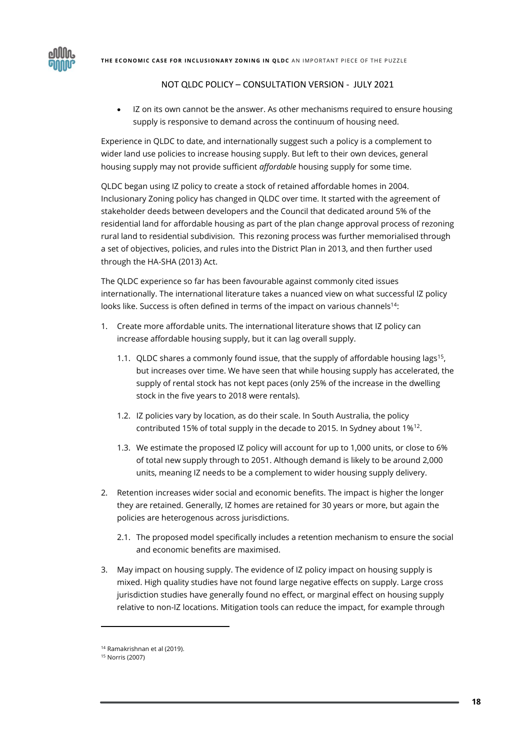NOT QLDC POLICY – CONSULTATION VERSION - JULY 2021

- IZ on its own cannot be the answer. As other mechanisms required to ensure housing supply is responsive to demand across the continuum of housing need.

Experience in QLDC to date, and internationally suggest such a policy is a complement to wider land use policies to increase housing supply. But left to their own devices, general housing supply may not provide sufficient *affordable* housing supply for some time.

QLDC began using IZ policy to create a stock of retained affordable homes in 2004. Inclusionary Zoning policy has changed in QLDC over time. It started with the agreement of stakeholder deeds between developers and the Council that dedicated around 5% of the residential land for affordable housing as part of the plan change approval process of rezoning rural land to residential subdivision. This rezoning process was further memorialised through a set of objectives, policies, and rules into the District Plan in 2013, and then further used through the HA-SHA (2013) Act.

The QLDC experience so far has been favourable against commonly cited issues internationally. The international literature takes a nuanced view on what successful IZ policy looks like. Success is often defined in terms of the impact on various channels[14]:

1. Create more affordable units. The international literature shows that IZ policy can increase affordable housing supply, but it can lag overall supply.
   1.1. QLDC shares a commonly found issue, that the supply of affordable housing lags[15], but increases over time. We have seen that while housing supply has accelerated, the supply of rental stock has not kept paces (only 25% of the increase in the dwelling stock in the five years to 2018 were rentals).
   1.2. IZ policies vary by location, as do their scale. In South Australia, the policy contributed 15% of total supply in the decade to 2015. In Sydney about 1%[12].
   1.3. We estimate the proposed IZ policy will account for up to 1,000 units, or close to 6% of total new supply through to 2051. Although demand is likely to be around 2,000 units, meaning IZ needs to be a complement to wider housing supply delivery.
2. Retention increases wider social and economic benefits. The impact is higher the longer they are retained. Generally, IZ homes are retained for 30 years or more, but again the policies are heterogenous across jurisdictions.
   2.1. The proposed model specifically includes a retention mechanism to ensure the social and economic benefits are maximised.
3. May impact on housing supply. The evidence of IZ policy impact on housing supply is mixed. High quality studies have not found large negative effects on supply. Large cross jurisdiction studies have generally found no effect, or marginal effect on housing supply relative to non-IZ locations. Mitigation tools can reduce the impact, for example through

[14] Ramakrishnan et al (2019).

[15] Norris (2007)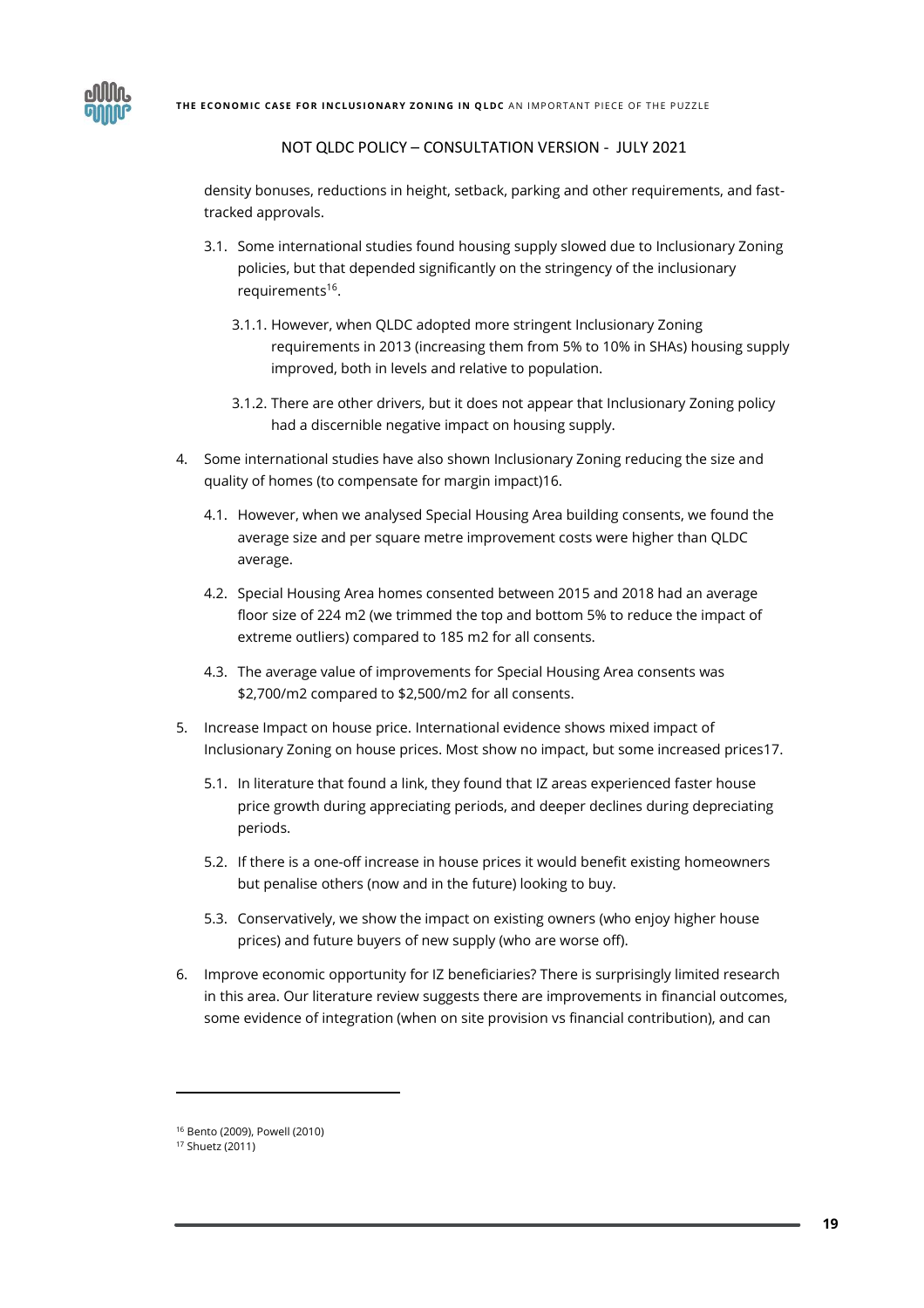NOT QLDC POLICY – CONSULTATION VERSION - JULY 2021

density bonuses, reductions in height, setback, parking and other requirements, and fast-tracked approvals.

3.1. Some international studies found housing supply slowed due to Inclusionary Zoning policies, but that depended significantly on the stringency of the inclusionary requirements[16].

3.1.1. However, when QLDC adopted more stringent Inclusionary Zoning requirements in 2013 (increasing them from 5% to 10% in SHAs) housing supply improved, both in levels and relative to population.

3.1.2. There are other drivers, but it does not appear that Inclusionary Zoning policy had a discernible negative impact on housing supply.

4. Some international studies have also shown Inclusionary Zoning reducing the size and quality of homes (to compensate for margin impact)16.

4.1. However, when we analysed Special Housing Area building consents, we found the average size and per square metre improvement costs were higher than QLDC average.

4.2. Special Housing Area homes consented between 2015 and 2018 had an average floor size of 224 m2 (we trimmed the top and bottom 5% to reduce the impact of extreme outliers) compared to 185 m2 for all consents.

4.3. The average value of improvements for Special Housing Area consents was $2,700/m2 compared to $2,500/m2 for all consents.

5. Increase Impact on house price. International evidence shows mixed impact of Inclusionary Zoning on house prices. Most show no impact, but some increased prices17.

5.1. In literature that found a link, they found that IZ areas experienced faster house price growth during appreciating periods, and deeper declines during depreciating periods.

5.2. If there is a one-off increase in house prices it would benefit existing homeowners but penalise others (now and in the future) looking to buy.

5.3. Conservatively, we show the impact on existing owners (who enjoy higher house prices) and future buyers of new supply (who are worse off).

6. Improve economic opportunity for IZ beneficiaries? There is surprisingly limited research in this area. Our literature review suggests there are improvements in financial outcomes, some evidence of integration (when on site provision vs financial contribution), and can

---

[16] Bento (2009), Powell (2010)

[17] Shuetz (2011)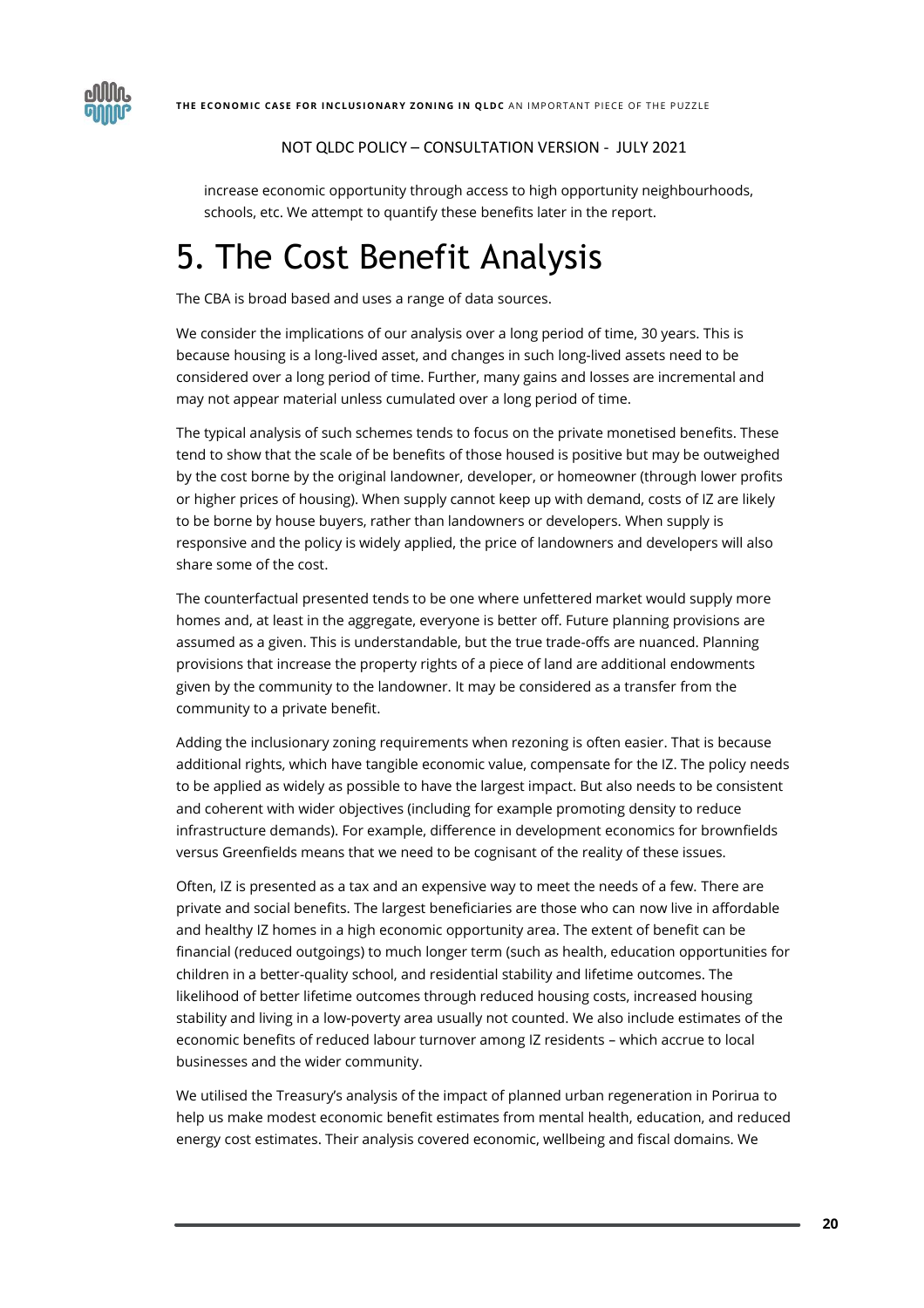NOT QLDC POLICY – CONSULTATION VERSION - JULY 2021

increase economic opportunity through access to high opportunity neighbourhoods, schools, etc. We attempt to quantify these benefits later in the report.

# 5. The Cost Benefit Analysis

The CBA is broad based and uses a range of data sources.

We consider the implications of our analysis over a long period of time, 30 years. This is because housing is a long-lived asset, and changes in such long-lived assets need to be considered over a long period of time. Further, many gains and losses are incremental and may not appear material unless cumulated over a long period of time.

The typical analysis of such schemes tends to focus on the private monetised benefits. These tend to show that the scale of be benefits of those housed is positive but may be outweighed by the cost borne by the original landowner, developer, or homeowner (through lower profits or higher prices of housing). When supply cannot keep up with demand, costs of IZ are likely to be borne by house buyers, rather than landowners or developers. When supply is responsive and the policy is widely applied, the price of landowners and developers will also share some of the cost.

The counterfactual presented tends to be one where unfettered market would supply more homes and, at least in the aggregate, everyone is better off. Future planning provisions are assumed as a given. This is understandable, but the true trade-offs are nuanced. Planning provisions that increase the property rights of a piece of land are additional endowments given by the community to the landowner. It may be considered as a transfer from the community to a private benefit.

Adding the inclusionary zoning requirements when rezoning is often easier. That is because additional rights, which have tangible economic value, compensate for the IZ. The policy needs to be applied as widely as possible to have the largest impact. But also needs to be consistent and coherent with wider objectives (including for example promoting density to reduce infrastructure demands). For example, difference in development economics for brownfields versus Greenfields means that we need to be cognisant of the reality of these issues.

Often, IZ is presented as a tax and an expensive way to meet the needs of a few. There are private and social benefits. The largest beneficiaries are those who can now live in affordable and healthy IZ homes in a high economic opportunity area. The extent of benefit can be financial (reduced outgoings) to much longer term (such as health, education opportunities for children in a better-quality school, and residential stability and lifetime outcomes. The likelihood of better lifetime outcomes through reduced housing costs, increased housing stability and living in a low-poverty area usually not counted. We also include estimates of the economic benefits of reduced labour turnover among IZ residents – which accrue to local businesses and the wider community.

We utilised the Treasury's analysis of the impact of planned urban regeneration in Porirua to help us make modest economic benefit estimates from mental health, education, and reduced energy cost estimates. Their analysis covered economic, wellbeing and fiscal domains. We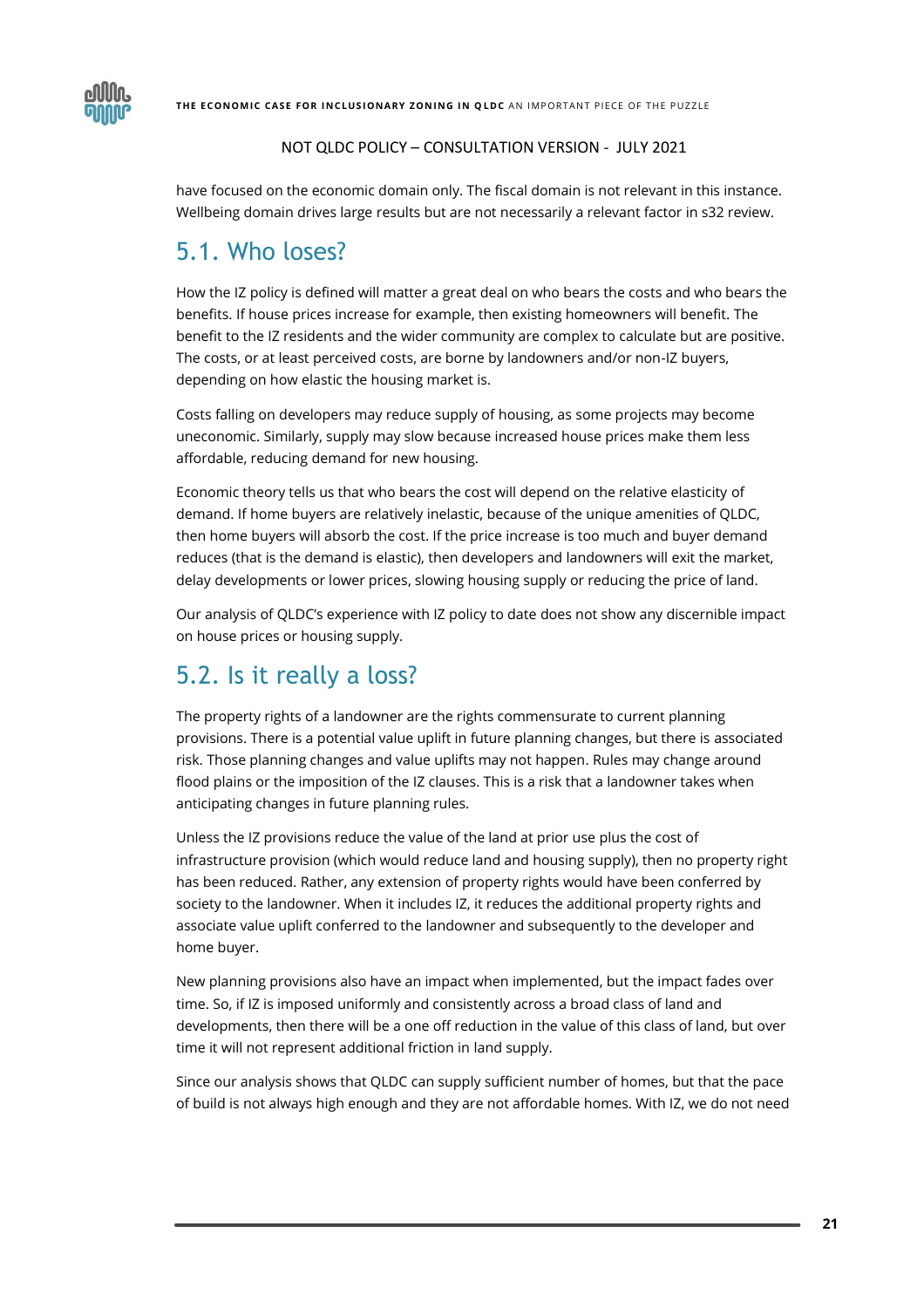have focused on the economic domain only. The fiscal domain is not relevant in this instance. Wellbeing domain drives large results but are not necessarily a relevant factor in s32 review.

## 5.1. Who loses?

How the IZ policy is defined will matter a great deal on who bears the costs and who bears the benefits. If house prices increase for example, then existing homeowners will benefit. The benefit to the IZ residents and the wider community are complex to calculate but are positive. The costs, or at least perceived costs, are borne by landowners and/or non-IZ buyers, depending on how elastic the housing market is.

Costs falling on developers may reduce supply of housing, as some projects may become uneconomic. Similarly, supply may slow because increased house prices make them less affordable, reducing demand for new housing.

Economic theory tells us that who bears the cost will depend on the relative elasticity of demand. If home buyers are relatively inelastic, because of the unique amenities of QLDC, then home buyers will absorb the cost. If the price increase is too much and buyer demand reduces (that is the demand is elastic), then developers and landowners will exit the market, delay developments or lower prices, slowing housing supply or reducing the price of land.

Our analysis of QLDC's experience with IZ policy to date does not show any discernible impact on house prices or housing supply.

## 5.2. Is it really a loss?

The property rights of a landowner are the rights commensurate to current planning provisions. There is a potential value uplift in future planning changes, but there is associated risk. Those planning changes and value uplifts may not happen. Rules may change around flood plains or the imposition of the IZ clauses. This is a risk that a landowner takes when anticipating changes in future planning rules.

Unless the IZ provisions reduce the value of the land at prior use plus the cost of infrastructure provision (which would reduce land and housing supply), then no property right has been reduced. Rather, any extension of property rights would have been conferred by society to the landowner. When it includes IZ, it reduces the additional property rights and associate value uplift conferred to the landowner and subsequently to the developer and home buyer.

New planning provisions also have an impact when implemented, but the impact fades over time. So, if IZ is imposed uniformly and consistently across a broad class of land and developments, then there will be a one off reduction in the value of this class of land, but over time it will not represent additional friction in land supply.

Since our analysis shows that QLDC can supply sufficient number of homes, but that the pace of build is not always high enough and they are not affordable homes. With IZ, we do not need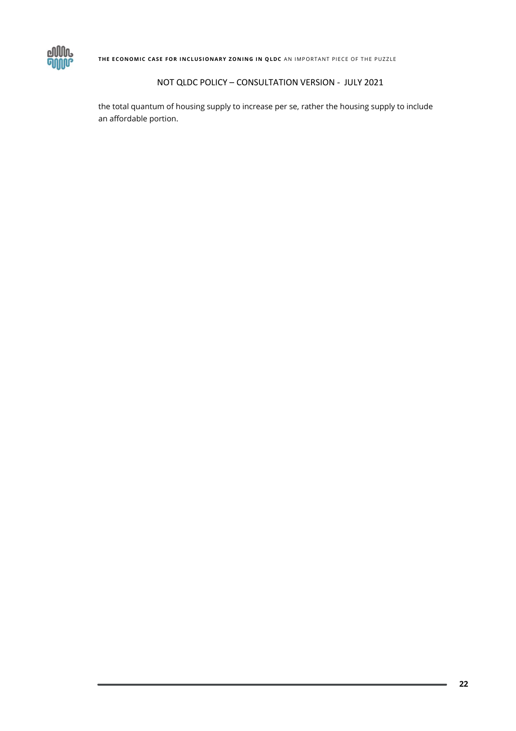NOT QLDC POLICY – CONSULTATION VERSION - JULY 2021

the total quantum of housing supply to increase per se, rather the housing supply to include an affordable portion.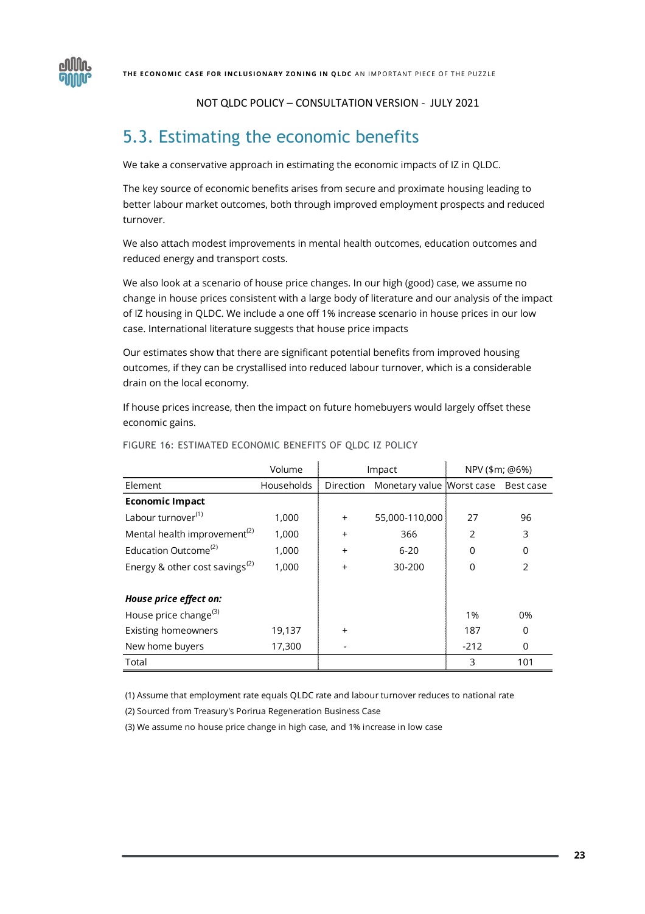NOT QLDC POLICY – CONSULTATION VERSION - JULY 2021

## 5.3. Estimating the economic benefits

We take a conservative approach in estimating the economic impacts of IZ in QLDC.

The key source of economic benefits arises from secure and proximate housing leading to better labour market outcomes, both through improved employment prospects and reduced turnover.

We also attach modest improvements in mental health outcomes, education outcomes and reduced energy and transport costs.

We also look at a scenario of house price changes. In our high (good) case, we assume no change in house prices consistent with a large body of literature and our analysis of the impact of IZ housing in QLDC. We include a one off 1% increase scenario in house prices in our low case. International literature suggests that house price impacts

Our estimates show that there are significant potential benefits from improved housing outcomes, if they can be crystallised into reduced labour turnover, which is a considerable drain on the local economy.

If house prices increase, then the impact on future homebuyers would largely offset these economic gains.

FIGURE 16: ESTIMATED ECONOMIC BENEFITS OF QLDC IZ POLICY

| | Volume | Impact | | NPV ($m; @6%) | |
|---|---|---|---|---|---|
| Element | Households | Direction | Monetary value | Worst case | Best case |
| **Economic Impact** | | | | | |
| Labour turnover[1] | 1,000 | + | 55,000-110,000 | 27 | 96 |
| Mental health improvement[2] | 1,000 | + | 366 | 2 | 3 |
| Education Outcome[2] | 1,000 | + | 6-20 | 0 | 0 |
| Energy & other cost savings[2] | 1,000 | + | 30-200 | 0 | 2 |
| ***House price effect on:*** | | | | | |
| House price change[3] | | | | 1% | 0% |
| Existing homeowners | 19,137 | + | | 187 | 0 |
| New home buyers | 17,300 | - | | -212 | 0 |
| Total | | | | 3 | 101 |

(1) Assume that employment rate equals QLDC rate and labour turnover reduces to national rate

(2) Sourced from Treasury's Porirua Regeneration Business Case

(3) We assume no house price change in high case, and 1% increase in low case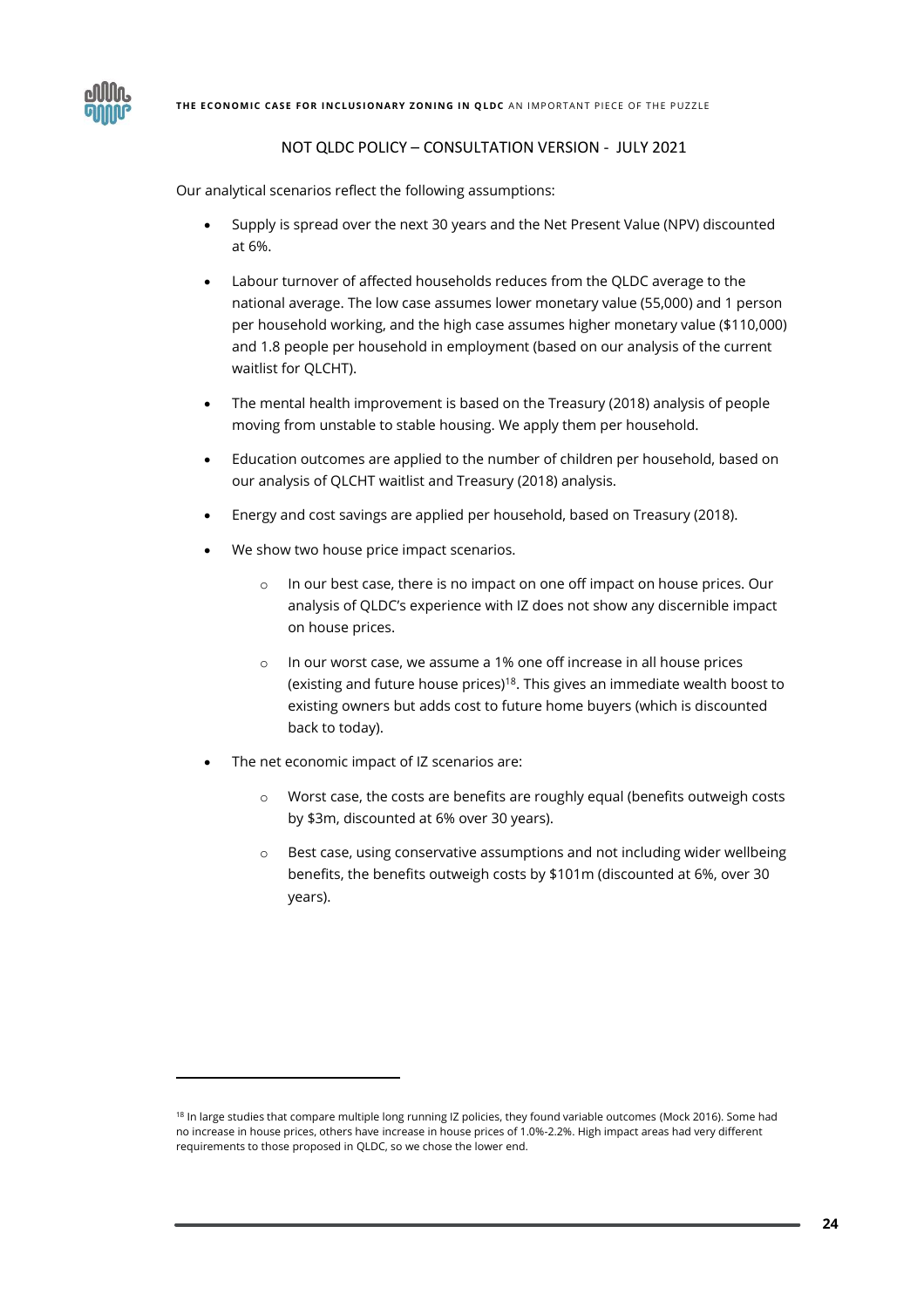NOT QLDC POLICY – CONSULTATION VERSION - JULY 2021

Our analytical scenarios reflect the following assumptions:

- Supply is spread over the next 30 years and the Net Present Value (NPV) discounted at 6%.
- Labour turnover of affected households reduces from the QLDC average to the national average. The low case assumes lower monetary value (55,000) and 1 person per household working, and the high case assumes higher monetary value ($110,000) and 1.8 people per household in employment (based on our analysis of the current waitlist for QLCHT).
- The mental health improvement is based on the Treasury (2018) analysis of people moving from unstable to stable housing. We apply them per household.
- Education outcomes are applied to the number of children per household, based on our analysis of QLCHT waitlist and Treasury (2018) analysis.
- Energy and cost savings are applied per household, based on Treasury (2018).
- We show two house price impact scenarios.
    - In our best case, there is no impact on one off impact on house prices. Our analysis of QLDC's experience with IZ does not show any discernible impact on house prices.
    - In our worst case, we assume a 1% one off increase in all house prices (existing and future house prices)[18]. This gives an immediate wealth boost to existing owners but adds cost to future home buyers (which is discounted back to today).
- The net economic impact of IZ scenarios are:
    - Worst case, the costs are benefits are roughly equal (benefits outweigh costs by $3m, discounted at 6% over 30 years).
    - Best case, using conservative assumptions and not including wider wellbeing benefits, the benefits outweigh costs by $101m (discounted at 6%, over 30 years).

---

[18] In large studies that compare multiple long running IZ policies, they found variable outcomes (Mock 2016). Some had no increase in house prices, others have increase in house prices of 1.0%-2.2%. High impact areas had very different requirements to those proposed in QLDC, so we chose the lower end.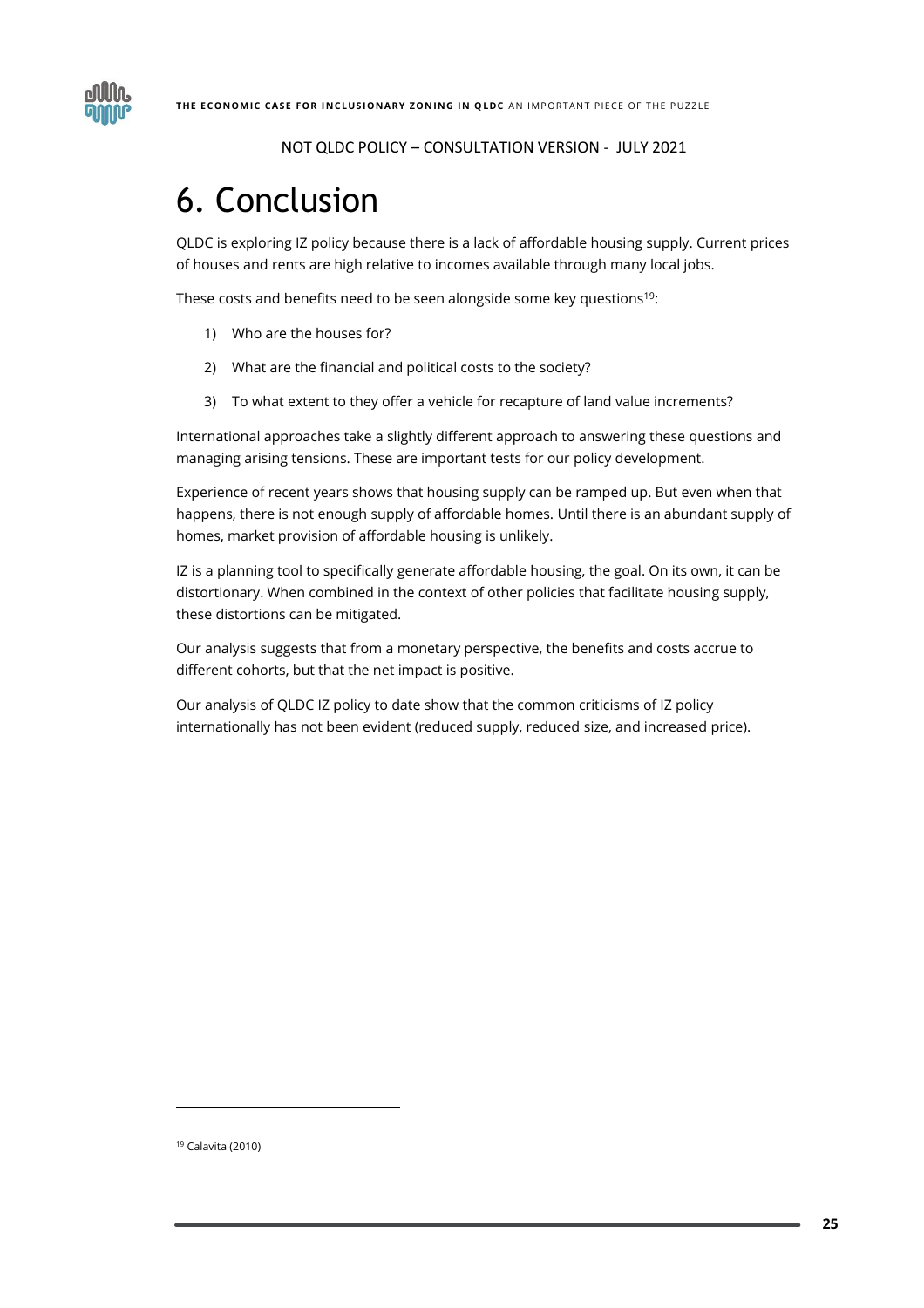NOT QLDC POLICY – CONSULTATION VERSION - JULY 2021

# 6. Conclusion

QLDC is exploring IZ policy because there is a lack of affordable housing supply. Current prices of houses and rents are high relative to incomes available through many local jobs.

These costs and benefits need to be seen alongside some key questions[19]:

1) Who are the houses for?
2) What are the financial and political costs to the society?
3) To what extent to they offer a vehicle for recapture of land value increments?

International approaches take a slightly different approach to answering these questions and managing arising tensions. These are important tests for our policy development.

Experience of recent years shows that housing supply can be ramped up. But even when that happens, there is not enough supply of affordable homes. Until there is an abundant supply of homes, market provision of affordable housing is unlikely.

IZ is a planning tool to specifically generate affordable housing, the goal. On its own, it can be distortionary. When combined in the context of other policies that facilitate housing supply, these distortions can be mitigated.

Our analysis suggests that from a monetary perspective, the benefits and costs accrue to different cohorts, but that the net impact is positive.

Our analysis of QLDC IZ policy to date show that the common criticisms of IZ policy internationally has not been evident (reduced supply, reduced size, and increased price).

[19] Calavita (2010)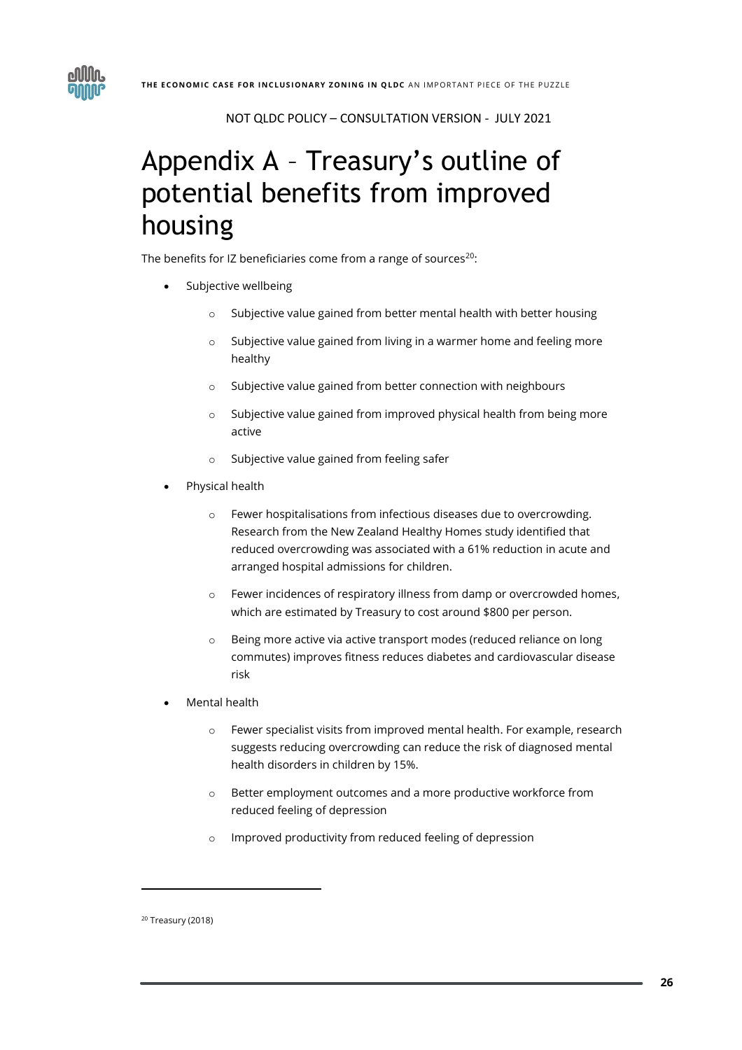NOT QLDC POLICY – CONSULTATION VERSION - JULY 2021

# Appendix A – Treasury's outline of potential benefits from improved housing

The benefits for IZ beneficiaries come from a range of sources[20]:

- Subjective wellbeing
    - Subjective value gained from better mental health with better housing
    - Subjective value gained from living in a warmer home and feeling more healthy
    - Subjective value gained from better connection with neighbours
    - Subjective value gained from improved physical health from being more active
    - Subjective value gained from feeling safer
- Physical health
    - Fewer hospitalisations from infectious diseases due to overcrowding. Research from the New Zealand Healthy Homes study identified that reduced overcrowding was associated with a 61% reduction in acute and arranged hospital admissions for children.
    - Fewer incidences of respiratory illness from damp or overcrowded homes, which are estimated by Treasury to cost around $800 per person.
    - Being more active via active transport modes (reduced reliance on long commutes) improves fitness reduces diabetes and cardiovascular disease risk
- Mental health
    - Fewer specialist visits from improved mental health. For example, research suggests reducing overcrowding can reduce the risk of diagnosed mental health disorders in children by 15%.
    - Better employment outcomes and a more productive workforce from reduced feeling of depression
    - Improved productivity from reduced feeling of depression

---

[20] Treasury (2018)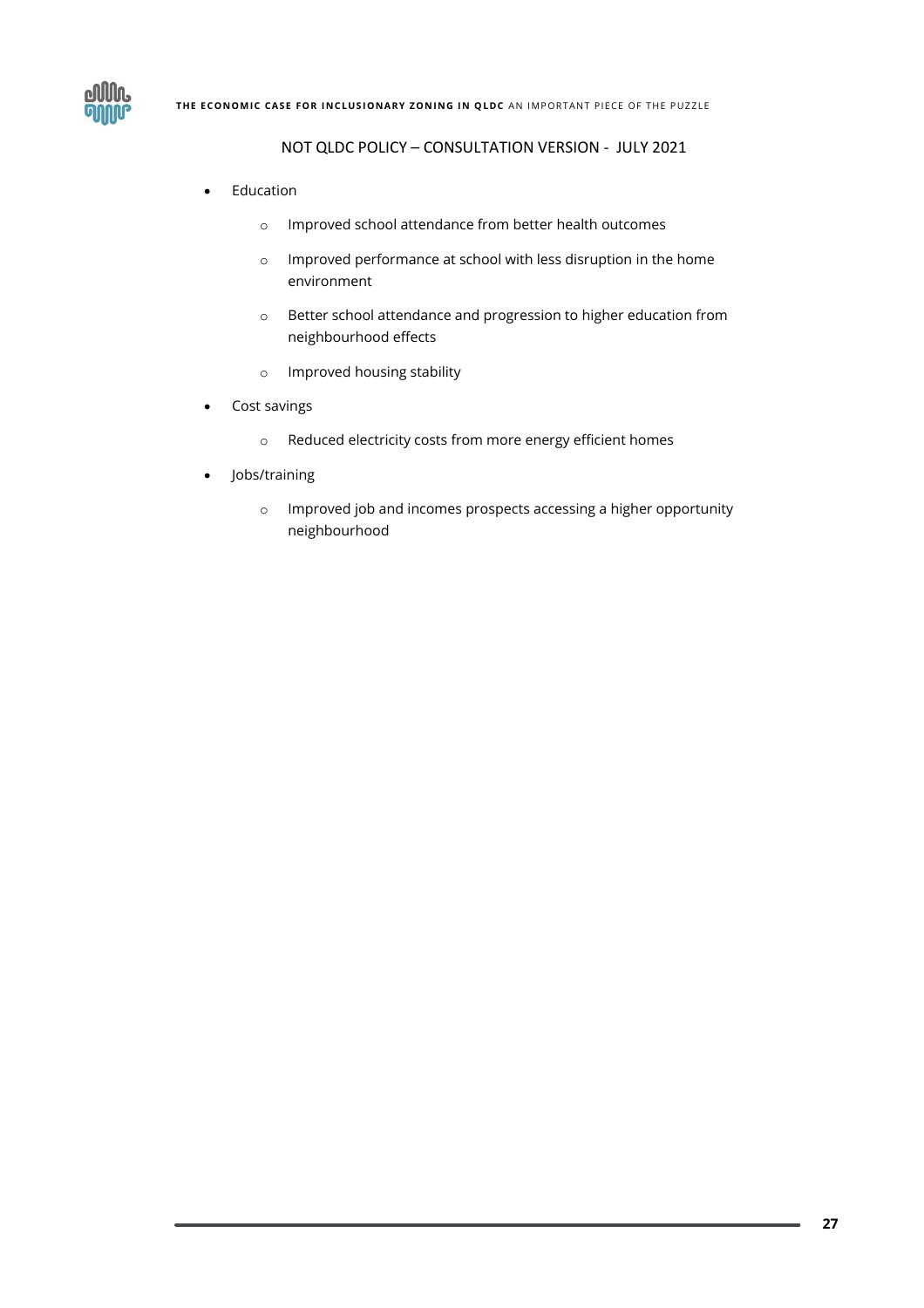- Education
  - Improved school attendance from better health outcomes
  - Improved performance at school with less disruption in the home environment
  - Better school attendance and progression to higher education from neighbourhood effects
  - Improved housing stability
- Cost savings
  - Reduced electricity costs from more energy efficient homes
- Jobs/training
  - Improved job and incomes prospects accessing a higher opportunity neighbourhood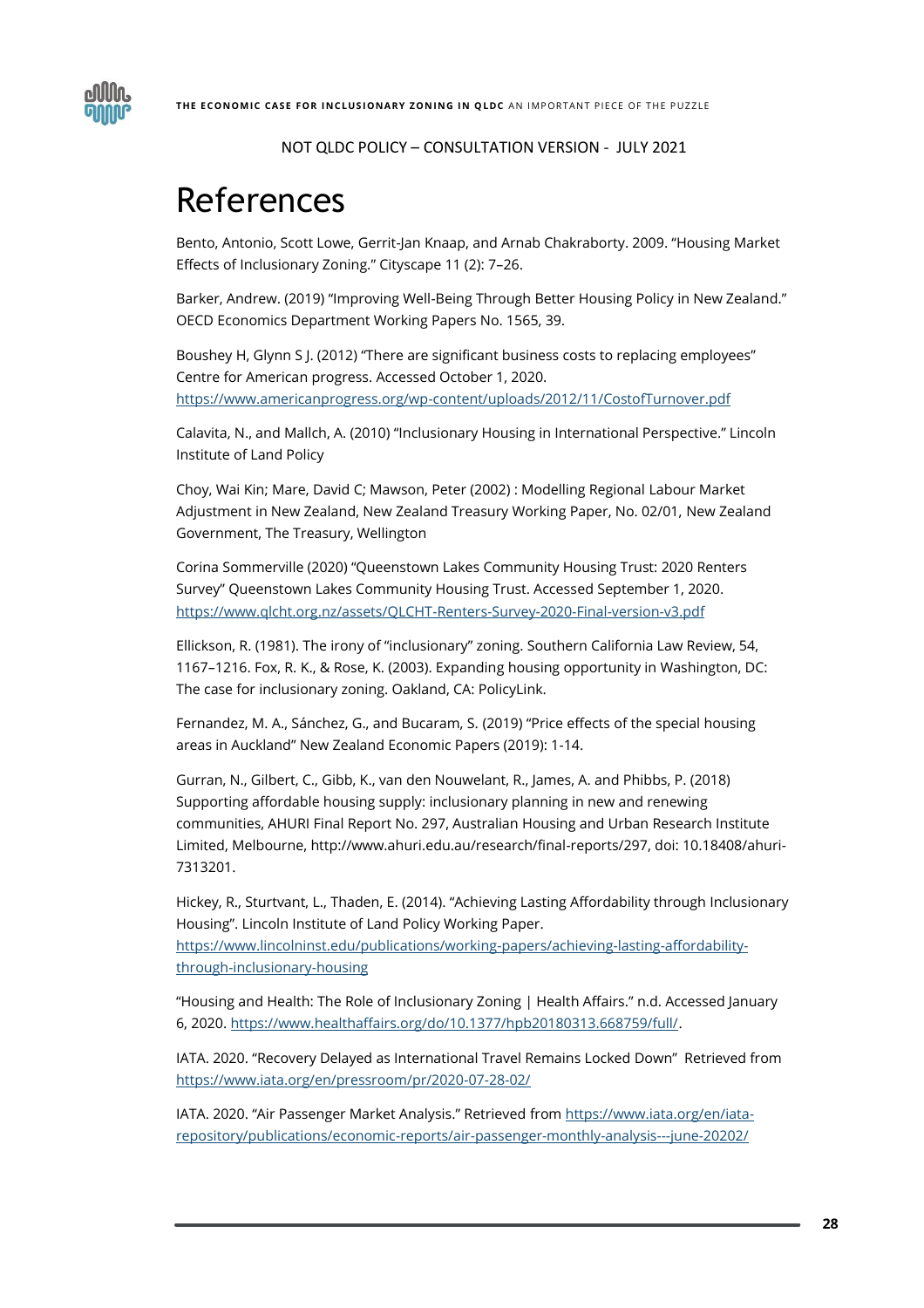NOT QLDC POLICY – CONSULTATION VERSION - JULY 2021

# References

Bento, Antonio, Scott Lowe, Gerrit-Jan Knaap, and Arnab Chakraborty. 2009. "Housing Market Effects of Inclusionary Zoning." Cityscape 11 (2): 7–26.

Barker, Andrew. (2019) "Improving Well-Being Through Better Housing Policy in New Zealand." OECD Economics Department Working Papers No. 1565, 39.

Boushey H, Glynn S J. (2012) "There are significant business costs to replacing employees" Centre for American progress. Accessed October 1, 2020. https://www.americanprogress.org/wp-content/uploads/2012/11/CostofTurnover.pdf

Calavita, N., and Mallch, A. (2010) "Inclusionary Housing in International Perspective." Lincoln Institute of Land Policy

Choy, Wai Kin; Mare, David C; Mawson, Peter (2002) : Modelling Regional Labour Market Adjustment in New Zealand, New Zealand Treasury Working Paper, No. 02/01, New Zealand Government, The Treasury, Wellington

Corina Sommerville (2020) "Queenstown Lakes Community Housing Trust: 2020 Renters Survey" Queenstown Lakes Community Housing Trust. Accessed September 1, 2020. https://www.qlcht.org.nz/assets/QLCHT-Renters-Survey-2020-Final-version-v3.pdf

Ellickson, R. (1981). The irony of "inclusionary" zoning. Southern California Law Review, 54, 1167–1216. Fox, R. K., & Rose, K. (2003). Expanding housing opportunity in Washington, DC: The case for inclusionary zoning. Oakland, CA: PolicyLink.

Fernandez, M. A., Sánchez, G., and Bucaram, S. (2019) "Price effects of the special housing areas in Auckland" New Zealand Economic Papers (2019): 1-14.

Gurran, N., Gilbert, C., Gibb, K., van den Nouwelant, R., James, A. and Phibbs, P. (2018) Supporting affordable housing supply: inclusionary planning in new and renewing communities, AHURI Final Report No. 297, Australian Housing and Urban Research Institute Limited, Melbourne, http://www.ahuri.edu.au/research/final-reports/297, doi: 10.18408/ahuri-7313201.

Hickey, R., Sturtvant, L., Thaden, E. (2014). "Achieving Lasting Affordability through Inclusionary Housing". Lincoln Institute of Land Policy Working Paper. https://www.lincolninst.edu/publications/working-papers/achieving-lasting-affordability-through-inclusionary-housing

"Housing and Health: The Role of Inclusionary Zoning | Health Affairs." n.d. Accessed January 6, 2020. https://www.healthaffairs.org/do/10.1377/hpb20180313.668759/full/.

IATA. 2020. "Recovery Delayed as International Travel Remains Locked Down" Retrieved from https://www.iata.org/en/pressroom/pr/2020-07-28-02/

IATA. 2020. "Air Passenger Market Analysis." Retrieved from https://www.iata.org/en/iata-repository/publications/economic-reports/air-passenger-monthly-analysis---june-20202/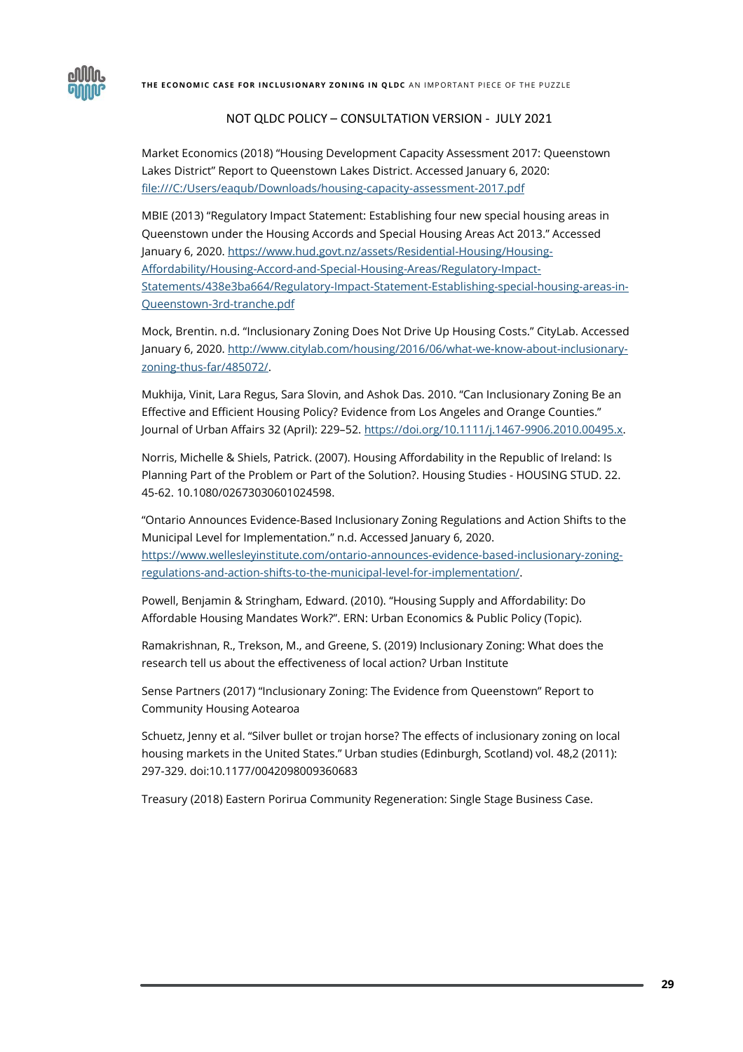NOT QLDC POLICY – CONSULTATION VERSION - JULY 2021

Market Economics (2018) "Housing Development Capacity Assessment 2017: Queenstown Lakes District" Report to Queenstown Lakes District. Accessed January 6, 2020: [file:///C:/Users/eaqub/Downloads/housing-capacity-assessment-2017.pdf](file:///C:/Users/eaqub/Downloads/housing-capacity-assessment-2017.pdf)

MBIE (2013) "Regulatory Impact Statement: Establishing four new special housing areas in Queenstown under the Housing Accords and Special Housing Areas Act 2013." Accessed January 6, 2020. [https://www.hud.govt.nz/assets/Residential-Housing/Housing-Affordability/Housing-Accord-and-Special-Housing-Areas/Regulatory-Impact-Statements/438e3ba664/Regulatory-Impact-Statement-Establishing-special-housing-areas-in-Queenstown-3rd-tranche.pdf](https://www.hud.govt.nz/assets/Residential-Housing/Housing-Affordability/Housing-Accord-and-Special-Housing-Areas/Regulatory-Impact-Statements/438e3ba664/Regulatory-Impact-Statement-Establishing-special-housing-areas-in-Queenstown-3rd-tranche.pdf)

Mock, Brentin. n.d. "Inclusionary Zoning Does Not Drive Up Housing Costs." CityLab. Accessed January 6, 2020. [http://www.citylab.com/housing/2016/06/what-we-know-about-inclusionary-zoning-thus-far/485072/](http://www.citylab.com/housing/2016/06/what-we-know-about-inclusionary-zoning-thus-far/485072/).

Mukhija, Vinit, Lara Regus, Sara Slovin, and Ashok Das. 2010. "Can Inclusionary Zoning Be an Effective and Efficient Housing Policy? Evidence from Los Angeles and Orange Counties." Journal of Urban Affairs 32 (April): 229–52. [https://doi.org/10.1111/j.1467-9906.2010.00495.x](https://doi.org/10.1111/j.1467-9906.2010.00495.x).

Norris, Michelle & Shiels, Patrick. (2007). Housing Affordability in the Republic of Ireland: Is Planning Part of the Problem or Part of the Solution?. Housing Studies - HOUSING STUD. 22. 45-62. 10.1080/02673030601024598.

"Ontario Announces Evidence-Based Inclusionary Zoning Regulations and Action Shifts to the Municipal Level for Implementation." n.d. Accessed January 6, 2020. [https://www.wellesleyinstitute.com/ontario-announces-evidence-based-inclusionary-zoning-regulations-and-action-shifts-to-the-municipal-level-for-implementation/](https://www.wellesleyinstitute.com/ontario-announces-evidence-based-inclusionary-zoning-regulations-and-action-shifts-to-the-municipal-level-for-implementation/).

Powell, Benjamin & Stringham, Edward. (2010). "Housing Supply and Affordability: Do Affordable Housing Mandates Work?". ERN: Urban Economics & Public Policy (Topic).

Ramakrishnan, R., Trekson, M., and Greene, S. (2019) Inclusionary Zoning: What does the research tell us about the effectiveness of local action? Urban Institute

Sense Partners (2017) "Inclusionary Zoning: The Evidence from Queenstown" Report to Community Housing Aotearoa

Schuetz, Jenny et al. "Silver bullet or trojan horse? The effects of inclusionary zoning on local housing markets in the United States." Urban studies (Edinburgh, Scotland) vol. 48,2 (2011): 297-329. doi:10.1177/0042098009360683

Treasury (2018) Eastern Porirua Community Regeneration: Single Stage Business Case.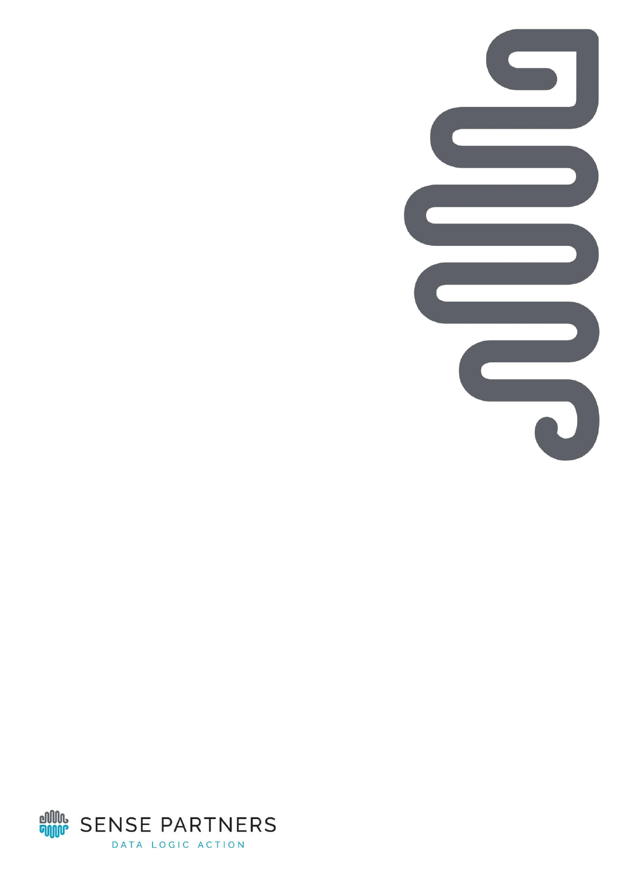SENSE PARTNERS

DATA LOGIC ACTION